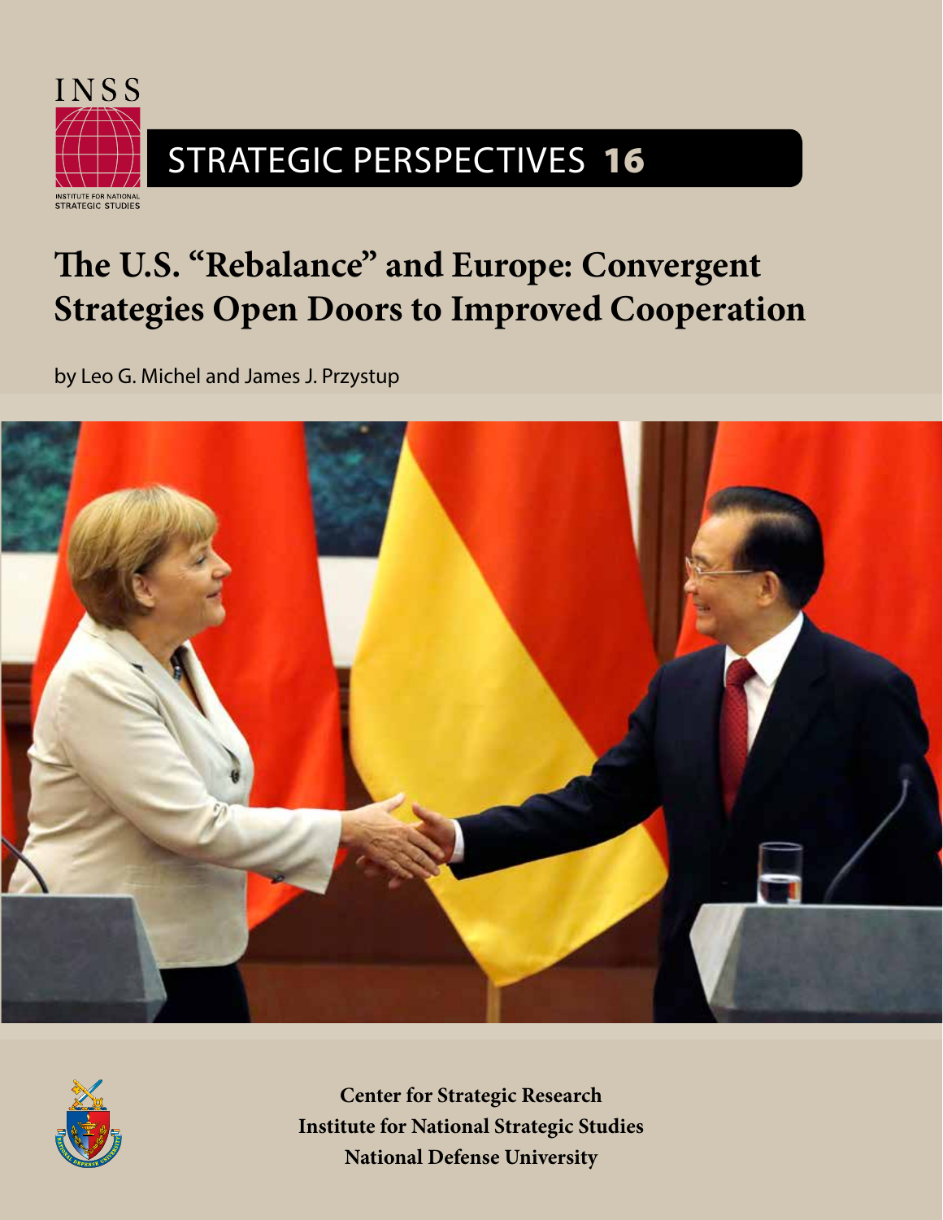INSS

INSTITUTE FOR NATIONAL STRATEGIC STUDIES

STRATEGIC PERSPECTIVES **16**

# The U.S. "Rebalance" and Europe: Convergent Strategies Open Doors to Improved Cooperation

by Leo G. Michel and James J. Przystup

**Center for Strategic Research**
**Institute for National Strategic Studies**
**National Defense University**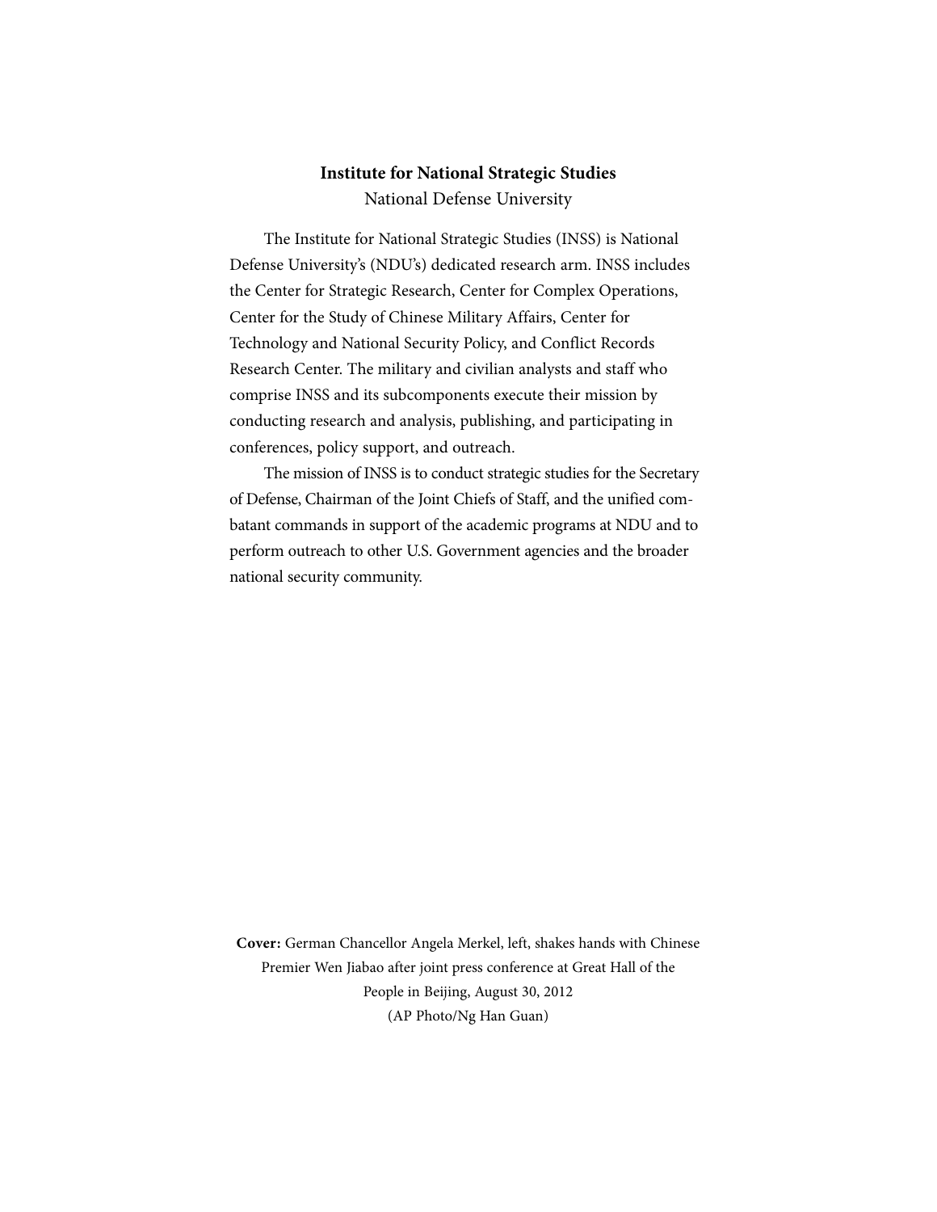**Institute for National Strategic Studies**
National Defense University

The Institute for National Strategic Studies (INSS) is National Defense University's (NDU's) dedicated research arm. INSS includes the Center for Strategic Research, Center for Complex Operations, Center for the Study of Chinese Military Affairs, Center for Technology and National Security Policy, and Conflict Records Research Center. The military and civilian analysts and staff who comprise INSS and its subcomponents execute their mission by conducting research and analysis, publishing, and participating in conferences, policy support, and outreach.

The mission of INSS is to conduct strategic studies for the Secretary of Defense, Chairman of the Joint Chiefs of Staff, and the unified combatant commands in support of the academic programs at NDU and to perform outreach to other U.S. Government agencies and the broader national security community.

**Cover:** German Chancellor Angela Merkel, left, shakes hands with Chinese Premier Wen Jiabao after joint press conference at Great Hall of the People in Beijing, August 30, 2012
(AP Photo/Ng Han Guan)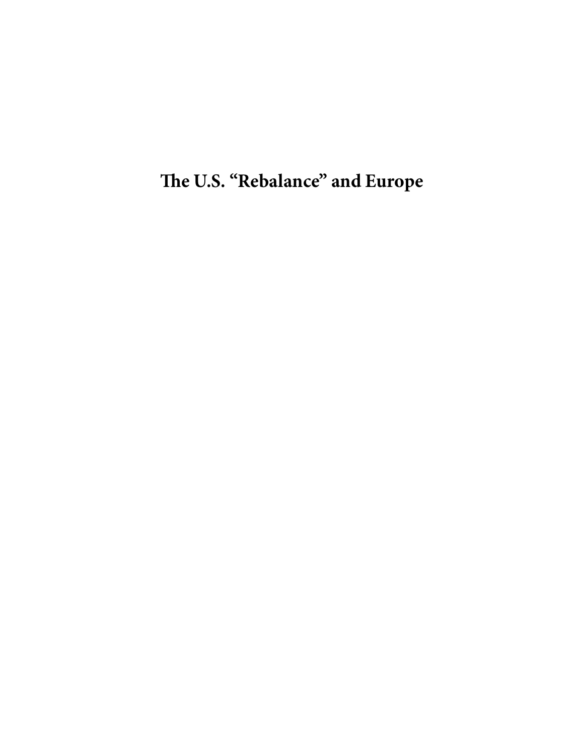# The U.S. "Rebalance" and Europe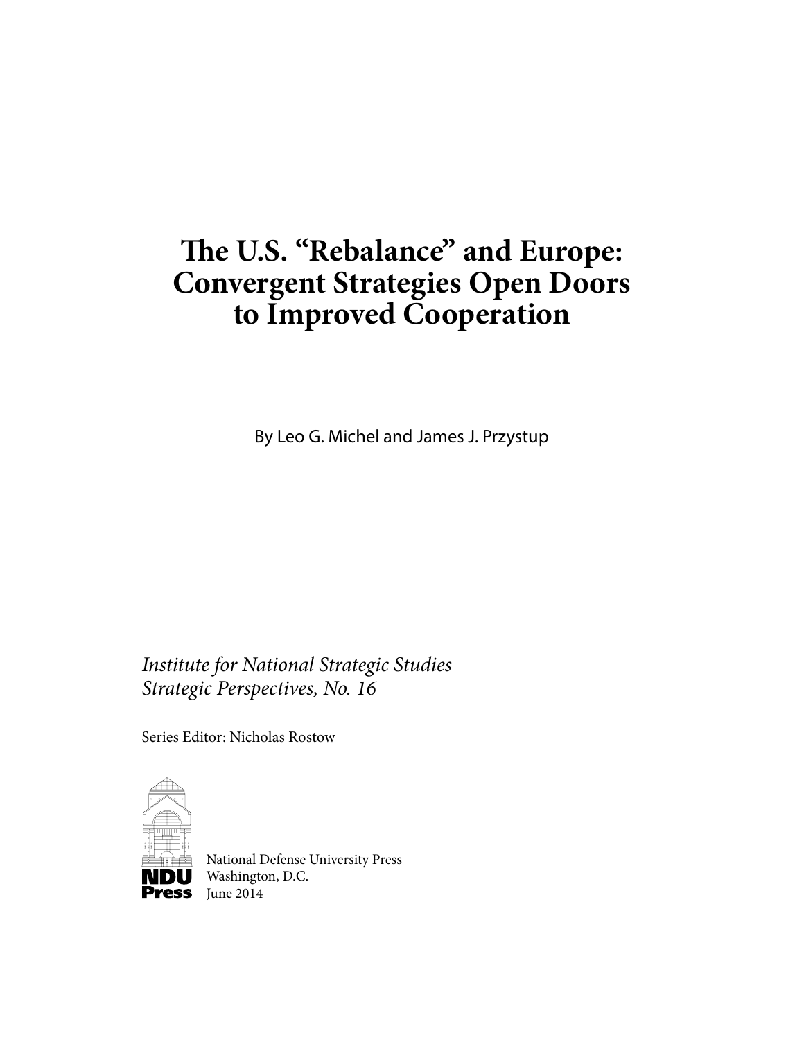# The U.S. "Rebalance" and Europe: Convergent Strategies Open Doors to Improved Cooperation

By Leo G. Michel and James J. Przystup

*Institute for National Strategic Studies*
*Strategic Perspectives, No. 16*

Series Editor: Nicholas Rostow

National Defense University Press
Washington, D.C.
June 2014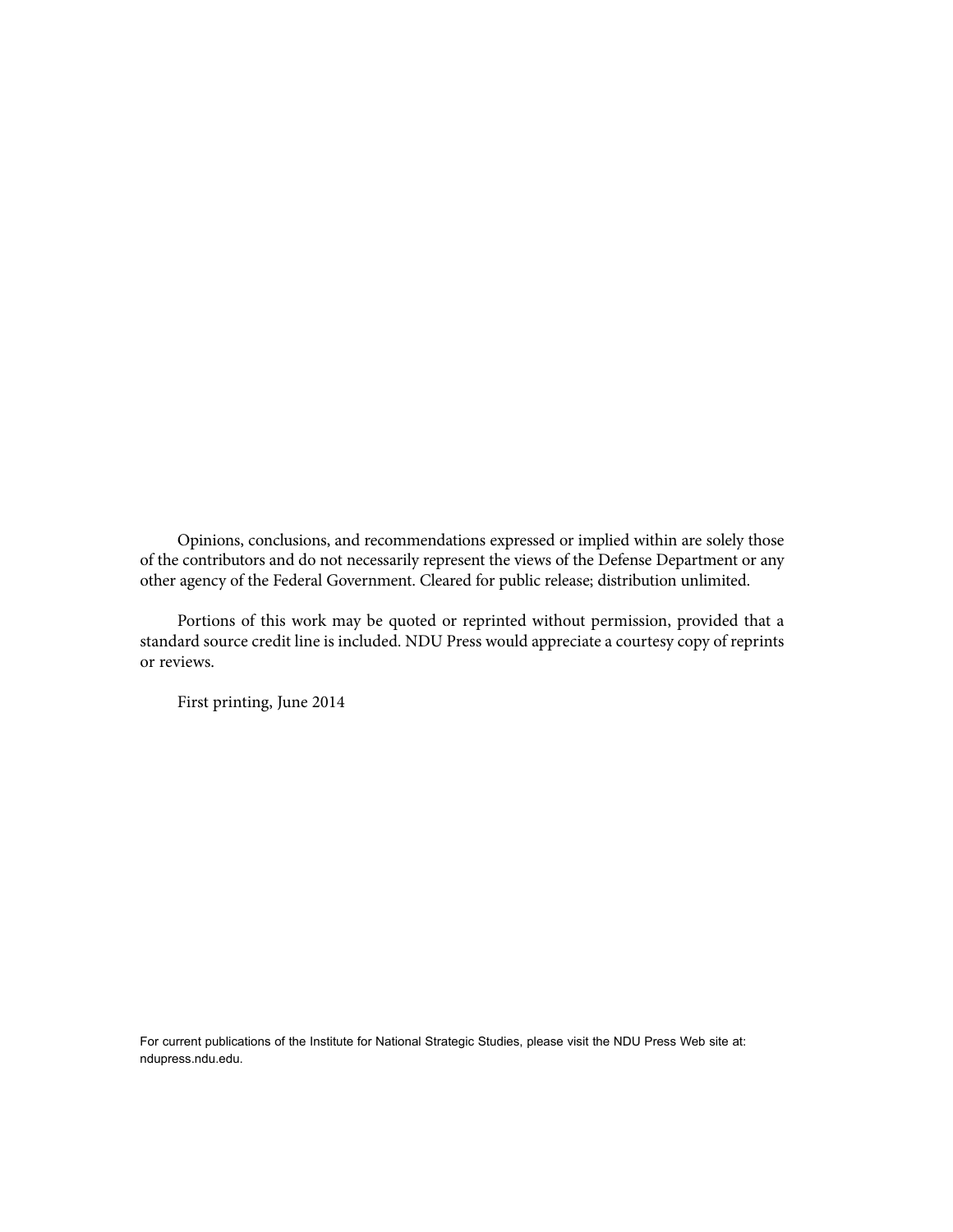Opinions, conclusions, and recommendations expressed or implied within are solely those of the contributors and do not necessarily represent the views of the Defense Department or any other agency of the Federal Government. Cleared for public release; distribution unlimited.

Portions of this work may be quoted or reprinted without permission, provided that a standard source credit line is included. NDU Press would appreciate a courtesy copy of reprints or reviews.

First printing, June 2014

For current publications of the Institute for National Strategic Studies, please visit the NDU Press Web site at: ndupress.ndu.edu.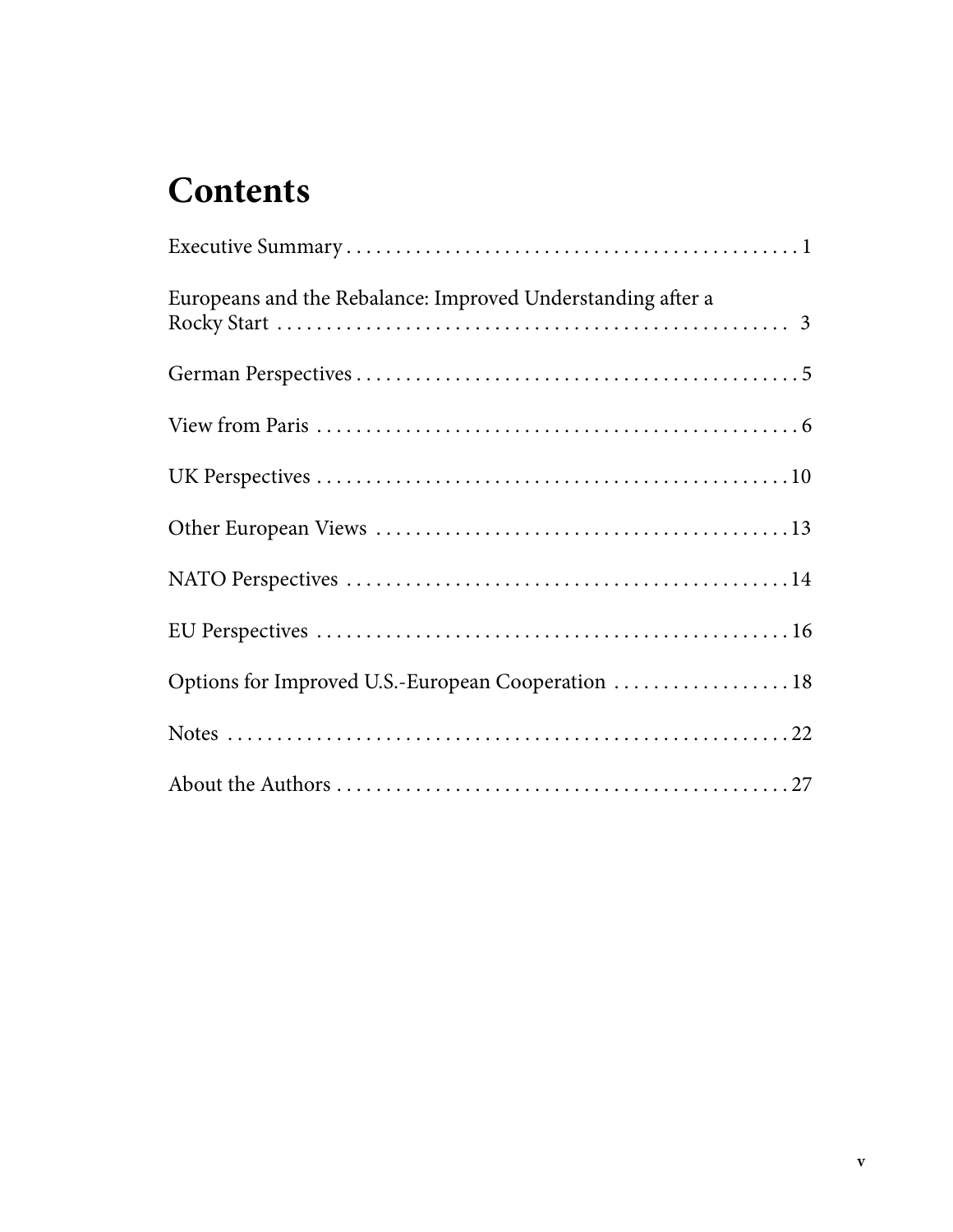# Contents

Executive Summary . . . . . . . . . . 1

Europeans and the Rebalance: Improved Understanding after a Rocky Start . . . . . . . . . . 3

German Perspectives . . . . . . . . . . 5

View from Paris . . . . . . . . . . 6

UK Perspectives . . . . . . . . . . 10

Other European Views . . . . . . . . . . 13

NATO Perspectives . . . . . . . . . . 14

EU Perspectives . . . . . . . . . . 16

Options for Improved U.S.-European Cooperation . . . . . . . . . . 18

Notes . . . . . . . . . . 22

About the Authors . . . . . . . . . . 27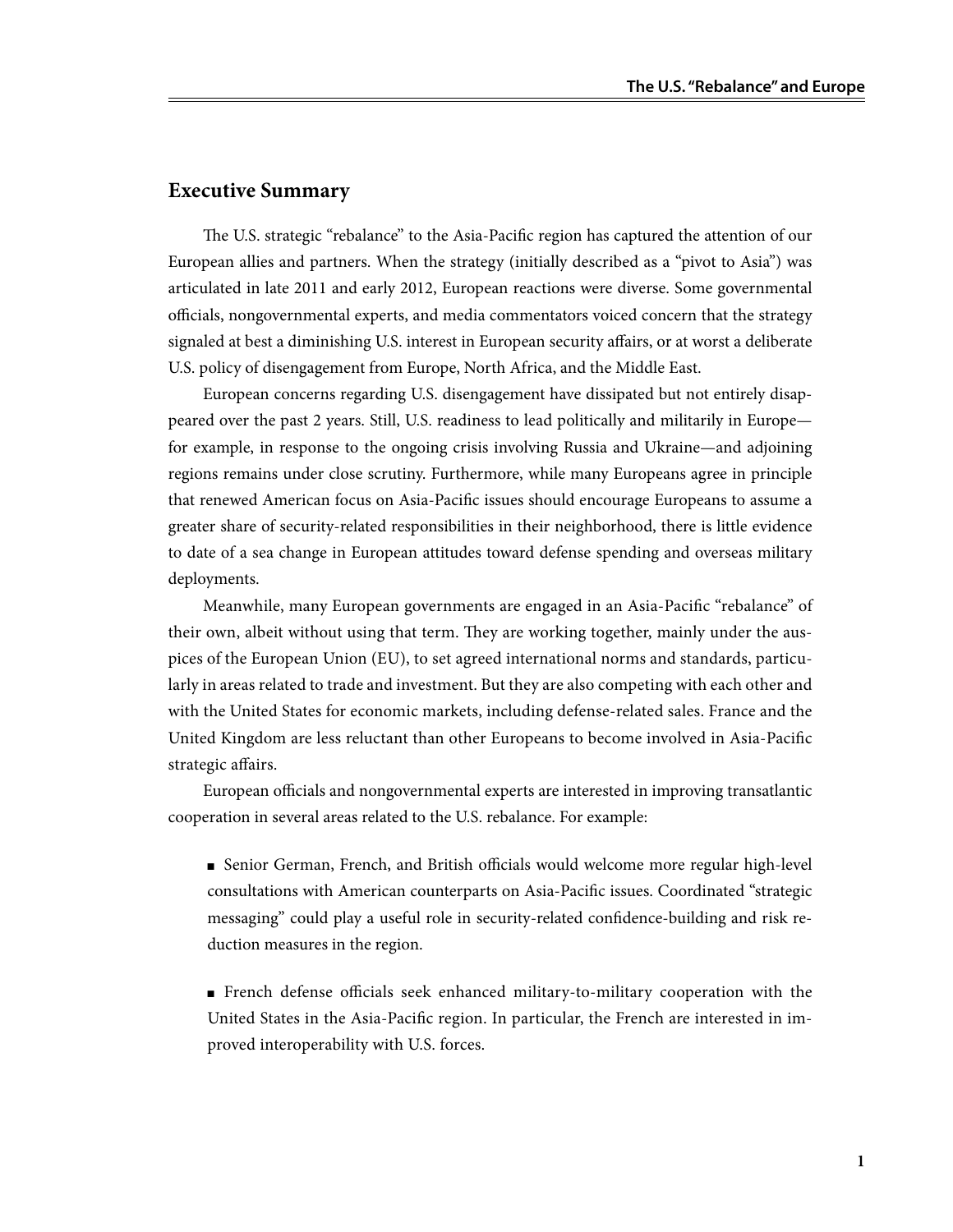## Executive Summary

The U.S. strategic "rebalance" to the Asia-Pacific region has captured the attention of our European allies and partners. When the strategy (initially described as a "pivot to Asia") was articulated in late 2011 and early 2012, European reactions were diverse. Some governmental officials, nongovernmental experts, and media commentators voiced concern that the strategy signaled at best a diminishing U.S. interest in European security affairs, or at worst a deliberate U.S. policy of disengagement from Europe, North Africa, and the Middle East.

European concerns regarding U.S. disengagement have dissipated but not entirely disappeared over the past 2 years. Still, U.S. readiness to lead politically and militarily in Europe—for example, in response to the ongoing crisis involving Russia and Ukraine—and adjoining regions remains under close scrutiny. Furthermore, while many Europeans agree in principle that renewed American focus on Asia-Pacific issues should encourage Europeans to assume a greater share of security-related responsibilities in their neighborhood, there is little evidence to date of a sea change in European attitudes toward defense spending and overseas military deployments.

Meanwhile, many European governments are engaged in an Asia-Pacific "rebalance" of their own, albeit without using that term. They are working together, mainly under the auspices of the European Union (EU), to set agreed international norms and standards, particularly in areas related to trade and investment. But they are also competing with each other and with the United States for economic markets, including defense-related sales. France and the United Kingdom are less reluctant than other Europeans to become involved in Asia-Pacific strategic affairs.

European officials and nongovernmental experts are interested in improving transatlantic cooperation in several areas related to the U.S. rebalance. For example:

- Senior German, French, and British officials would welcome more regular high-level consultations with American counterparts on Asia-Pacific issues. Coordinated "strategic messaging" could play a useful role in security-related confidence-building and risk reduction measures in the region.

- French defense officials seek enhanced military-to-military cooperation with the United States in the Asia-Pacific region. In particular, the French are interested in improved interoperability with U.S. forces.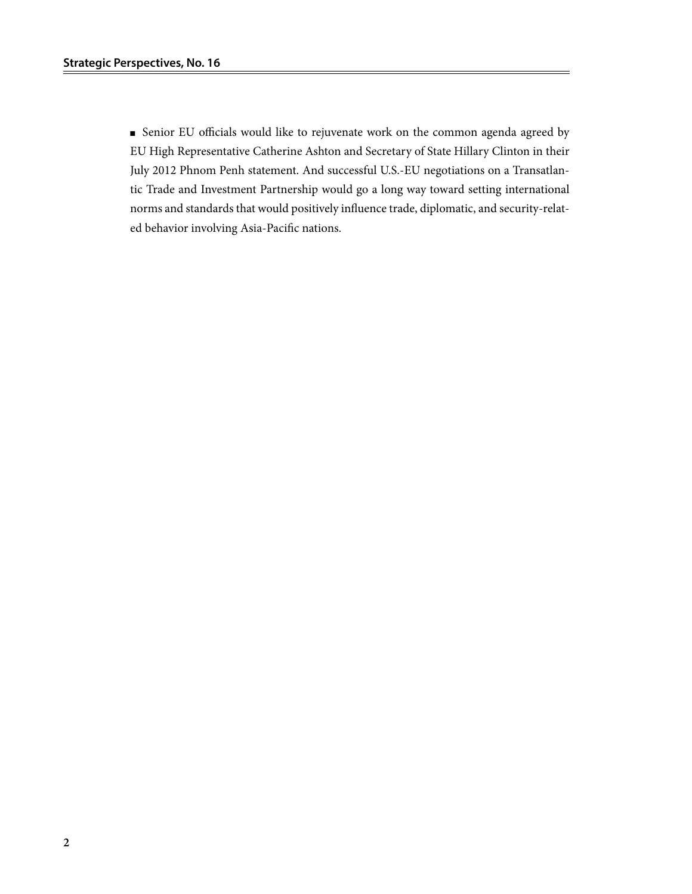- Senior EU officials would like to rejuvenate work on the common agenda agreed by EU High Representative Catherine Ashton and Secretary of State Hillary Clinton in their July 2012 Phnom Penh statement. And successful U.S.-EU negotiations on a Transatlantic Trade and Investment Partnership would go a long way toward setting international norms and standards that would positively influence trade, diplomatic, and security-related behavior involving Asia-Pacific nations.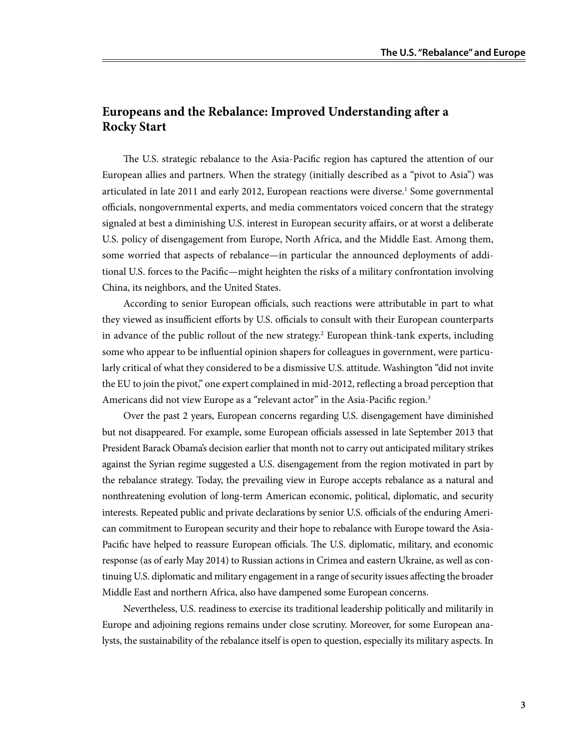## Europeans and the Rebalance: Improved Understanding after a Rocky Start

The U.S. strategic rebalance to the Asia-Pacific region has captured the attention of our European allies and partners. When the strategy (initially described as a "pivot to Asia") was articulated in late 2011 and early 2012, European reactions were diverse.[1] Some governmental officials, nongovernmental experts, and media commentators voiced concern that the strategy signaled at best a diminishing U.S. interest in European security affairs, or at worst a deliberate U.S. policy of disengagement from Europe, North Africa, and the Middle East. Among them, some worried that aspects of rebalance—in particular the announced deployments of additional U.S. forces to the Pacific—might heighten the risks of a military confrontation involving China, its neighbors, and the United States.

According to senior European officials, such reactions were attributable in part to what they viewed as insufficient efforts by U.S. officials to consult with their European counterparts in advance of the public rollout of the new strategy.[2] European think-tank experts, including some who appear to be influential opinion shapers for colleagues in government, were particularly critical of what they considered to be a dismissive U.S. attitude. Washington "did not invite the EU to join the pivot," one expert complained in mid-2012, reflecting a broad perception that Americans did not view Europe as a "relevant actor" in the Asia-Pacific region.[3]

Over the past 2 years, European concerns regarding U.S. disengagement have diminished but not disappeared. For example, some European officials assessed in late September 2013 that President Barack Obama's decision earlier that month not to carry out anticipated military strikes against the Syrian regime suggested a U.S. disengagement from the region motivated in part by the rebalance strategy. Today, the prevailing view in Europe accepts rebalance as a natural and nonthreatening evolution of long-term American economic, political, diplomatic, and security interests. Repeated public and private declarations by senior U.S. officials of the enduring American commitment to European security and their hope to rebalance with Europe toward the Asia-Pacific have helped to reassure European officials. The U.S. diplomatic, military, and economic response (as of early May 2014) to Russian actions in Crimea and eastern Ukraine, as well as continuing U.S. diplomatic and military engagement in a range of security issues affecting the broader Middle East and northern Africa, also have dampened some European concerns.

Nevertheless, U.S. readiness to exercise its traditional leadership politically and militarily in Europe and adjoining regions remains under close scrutiny. Moreover, for some European analysts, the sustainability of the rebalance itself is open to question, especially its military aspects. In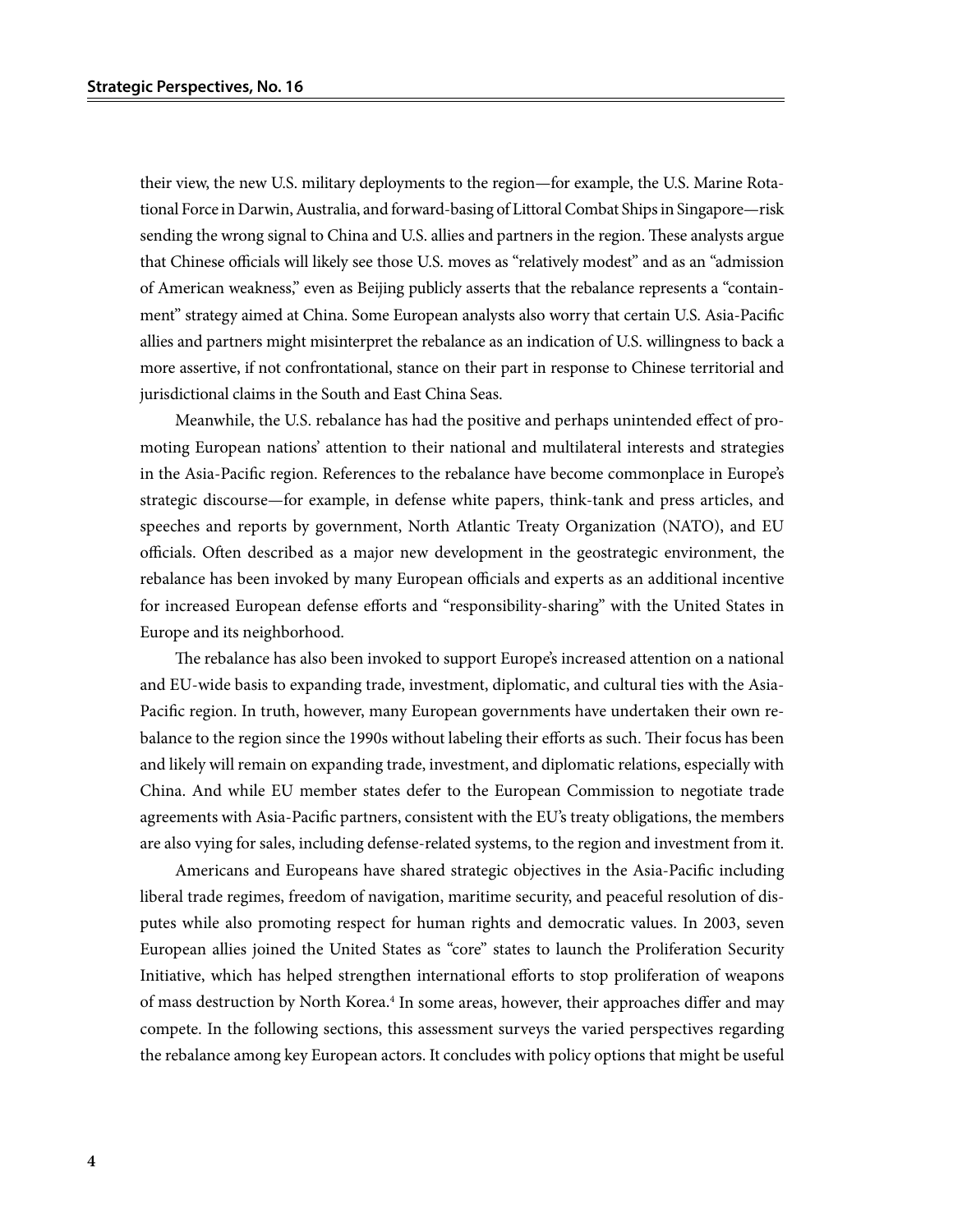their view, the new U.S. military deployments to the region—for example, the U.S. Marine Rotational Force in Darwin, Australia, and forward-basing of Littoral Combat Ships in Singapore—risk sending the wrong signal to China and U.S. allies and partners in the region. These analysts argue that Chinese officials will likely see those U.S. moves as "relatively modest" and as an "admission of American weakness," even as Beijing publicly asserts that the rebalance represents a "containment" strategy aimed at China. Some European analysts also worry that certain U.S. Asia-Pacific allies and partners might misinterpret the rebalance as an indication of U.S. willingness to back a more assertive, if not confrontational, stance on their part in response to Chinese territorial and jurisdictional claims in the South and East China Seas.

Meanwhile, the U.S. rebalance has had the positive and perhaps unintended effect of promoting European nations' attention to their national and multilateral interests and strategies in the Asia-Pacific region. References to the rebalance have become commonplace in Europe's strategic discourse—for example, in defense white papers, think-tank and press articles, and speeches and reports by government, North Atlantic Treaty Organization (NATO), and EU officials. Often described as a major new development in the geostrategic environment, the rebalance has been invoked by many European officials and experts as an additional incentive for increased European defense efforts and "responsibility-sharing" with the United States in Europe and its neighborhood.

The rebalance has also been invoked to support Europe's increased attention on a national and EU-wide basis to expanding trade, investment, diplomatic, and cultural ties with the Asia-Pacific region. In truth, however, many European governments have undertaken their own rebalance to the region since the 1990s without labeling their efforts as such. Their focus has been and likely will remain on expanding trade, investment, and diplomatic relations, especially with China. And while EU member states defer to the European Commission to negotiate trade agreements with Asia-Pacific partners, consistent with the EU's treaty obligations, the members are also vying for sales, including defense-related systems, to the region and investment from it.

Americans and Europeans have shared strategic objectives in the Asia-Pacific including liberal trade regimes, freedom of navigation, maritime security, and peaceful resolution of disputes while also promoting respect for human rights and democratic values. In 2003, seven European allies joined the United States as "core" states to launch the Proliferation Security Initiative, which has helped strengthen international efforts to stop proliferation of weapons of mass destruction by North Korea.[4] In some areas, however, their approaches differ and may compete. In the following sections, this assessment surveys the varied perspectives regarding the rebalance among key European actors. It concludes with policy options that might be useful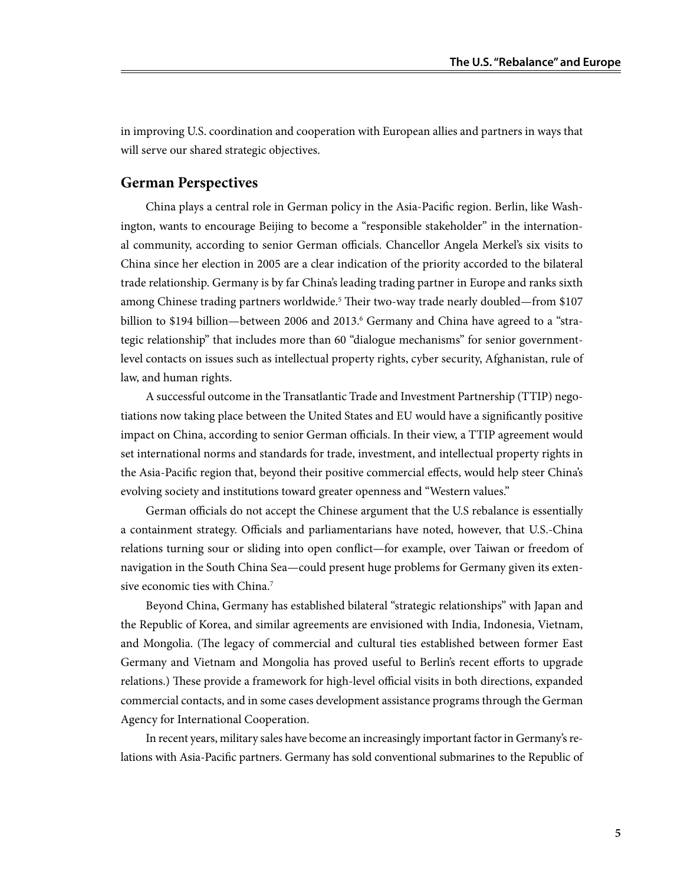in improving U.S. coordination and cooperation with European allies and partners in ways that will serve our shared strategic objectives.

## German Perspectives

China plays a central role in German policy in the Asia-Pacific region. Berlin, like Washington, wants to encourage Beijing to become a "responsible stakeholder" in the international community, according to senior German officials. Chancellor Angela Merkel's six visits to China since her election in 2005 are a clear indication of the priority accorded to the bilateral trade relationship. Germany is by far China's leading trading partner in Europe and ranks sixth among Chinese trading partners worldwide.[5] Their two-way trade nearly doubled—from $107 billion to $194 billion—between 2006 and 2013.[6] Germany and China have agreed to a "strategic relationship" that includes more than 60 "dialogue mechanisms" for senior government-level contacts on issues such as intellectual property rights, cyber security, Afghanistan, rule of law, and human rights.

A successful outcome in the Transatlantic Trade and Investment Partnership (TTIP) negotiations now taking place between the United States and EU would have a significantly positive impact on China, according to senior German officials. In their view, a TTIP agreement would set international norms and standards for trade, investment, and intellectual property rights in the Asia-Pacific region that, beyond their positive commercial effects, would help steer China's evolving society and institutions toward greater openness and "Western values."

German officials do not accept the Chinese argument that the U.S rebalance is essentially a containment strategy. Officials and parliamentarians have noted, however, that U.S.-China relations turning sour or sliding into open conflict—for example, over Taiwan or freedom of navigation in the South China Sea—could present huge problems for Germany given its extensive economic ties with China.[7]

Beyond China, Germany has established bilateral "strategic relationships" with Japan and the Republic of Korea, and similar agreements are envisioned with India, Indonesia, Vietnam, and Mongolia. (The legacy of commercial and cultural ties established between former East Germany and Vietnam and Mongolia has proved useful to Berlin's recent efforts to upgrade relations.) These provide a framework for high-level official visits in both directions, expanded commercial contacts, and in some cases development assistance programs through the German Agency for International Cooperation.

In recent years, military sales have become an increasingly important factor in Germany's relations with Asia-Pacific partners. Germany has sold conventional submarines to the Republic of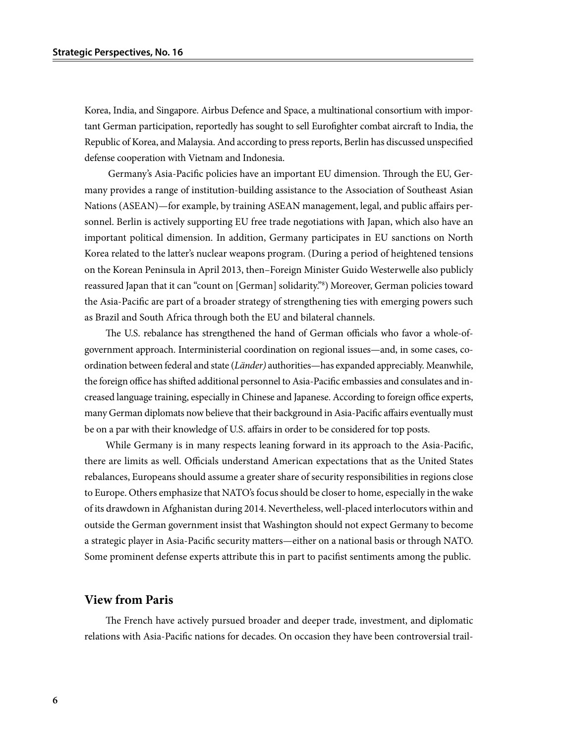Korea, India, and Singapore. Airbus Defence and Space, a multinational consortium with important German participation, reportedly has sought to sell Eurofighter combat aircraft to India, the Republic of Korea, and Malaysia. And according to press reports, Berlin has discussed unspecified defense cooperation with Vietnam and Indonesia.

Germany's Asia-Pacific policies have an important EU dimension. Through the EU, Germany provides a range of institution-building assistance to the Association of Southeast Asian Nations (ASEAN)—for example, by training ASEAN management, legal, and public affairs personnel. Berlin is actively supporting EU free trade negotiations with Japan, which also have an important political dimension. In addition, Germany participates in EU sanctions on North Korea related to the latter's nuclear weapons program. (During a period of heightened tensions on the Korean Peninsula in April 2013, then–Foreign Minister Guido Westerwelle also publicly reassured Japan that it can "count on [German] solidarity."[8]) Moreover, German policies toward the Asia-Pacific are part of a broader strategy of strengthening ties with emerging powers such as Brazil and South Africa through both the EU and bilateral channels.

The U.S. rebalance has strengthened the hand of German officials who favor a whole-of-government approach. Interministerial coordination on regional issues—and, in some cases, coordination between federal and state (*Länder)* authorities—has expanded appreciably. Meanwhile, the foreign office has shifted additional personnel to Asia-Pacific embassies and consulates and increased language training, especially in Chinese and Japanese. According to foreign office experts, many German diplomats now believe that their background in Asia-Pacific affairs eventually must be on a par with their knowledge of U.S. affairs in order to be considered for top posts.

While Germany is in many respects leaning forward in its approach to the Asia-Pacific, there are limits as well. Officials understand American expectations that as the United States rebalances, Europeans should assume a greater share of security responsibilities in regions close to Europe. Others emphasize that NATO's focus should be closer to home, especially in the wake of its drawdown in Afghanistan during 2014. Nevertheless, well-placed interlocutors within and outside the German government insist that Washington should not expect Germany to become a strategic player in Asia-Pacific security matters—either on a national basis or through NATO. Some prominent defense experts attribute this in part to pacifist sentiments among the public.

## View from Paris

The French have actively pursued broader and deeper trade, investment, and diplomatic relations with Asia-Pacific nations for decades. On occasion they have been controversial trail-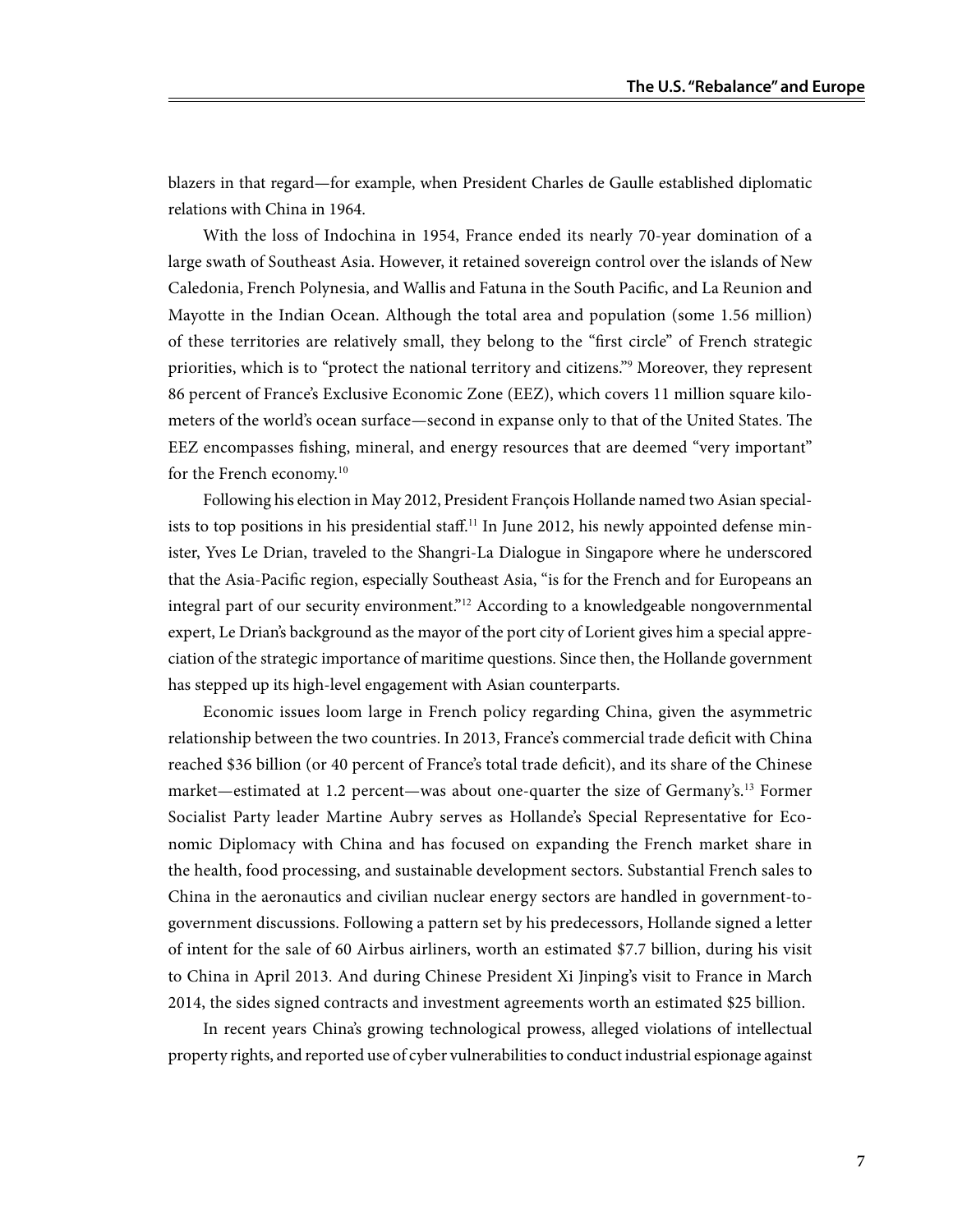blazers in that regard—for example, when President Charles de Gaulle established diplomatic relations with China in 1964.

With the loss of Indochina in 1954, France ended its nearly 70-year domination of a large swath of Southeast Asia. However, it retained sovereign control over the islands of New Caledonia, French Polynesia, and Wallis and Fatuna in the South Pacific, and La Reunion and Mayotte in the Indian Ocean. Although the total area and population (some 1.56 million) of these territories are relatively small, they belong to the "first circle" of French strategic priorities, which is to "protect the national territory and citizens."[9] Moreover, they represent 86 percent of France's Exclusive Economic Zone (EEZ), which covers 11 million square kilometers of the world's ocean surface—second in expanse only to that of the United States. The EEZ encompasses fishing, mineral, and energy resources that are deemed "very important" for the French economy.[10]

Following his election in May 2012, President François Hollande named two Asian specialists to top positions in his presidential staff.[11] In June 2012, his newly appointed defense minister, Yves Le Drian, traveled to the Shangri-La Dialogue in Singapore where he underscored that the Asia-Pacific region, especially Southeast Asia, "is for the French and for Europeans an integral part of our security environment."[12] According to a knowledgeable nongovernmental expert, Le Drian's background as the mayor of the port city of Lorient gives him a special appreciation of the strategic importance of maritime questions. Since then, the Hollande government has stepped up its high-level engagement with Asian counterparts.

Economic issues loom large in French policy regarding China, given the asymmetric relationship between the two countries. In 2013, France's commercial trade deficit with China reached $36 billion (or 40 percent of France's total trade deficit), and its share of the Chinese market—estimated at 1.2 percent—was about one-quarter the size of Germany's.[13] Former Socialist Party leader Martine Aubry serves as Hollande's Special Representative for Economic Diplomacy with China and has focused on expanding the French market share in the health, food processing, and sustainable development sectors. Substantial French sales to China in the aeronautics and civilian nuclear energy sectors are handled in government-to-government discussions. Following a pattern set by his predecessors, Hollande signed a letter of intent for the sale of 60 Airbus airliners, worth an estimated $7.7 billion, during his visit to China in April 2013. And during Chinese President Xi Jinping's visit to France in March 2014, the sides signed contracts and investment agreements worth an estimated $25 billion.

In recent years China's growing technological prowess, alleged violations of intellectual property rights, and reported use of cyber vulnerabilities to conduct industrial espionage against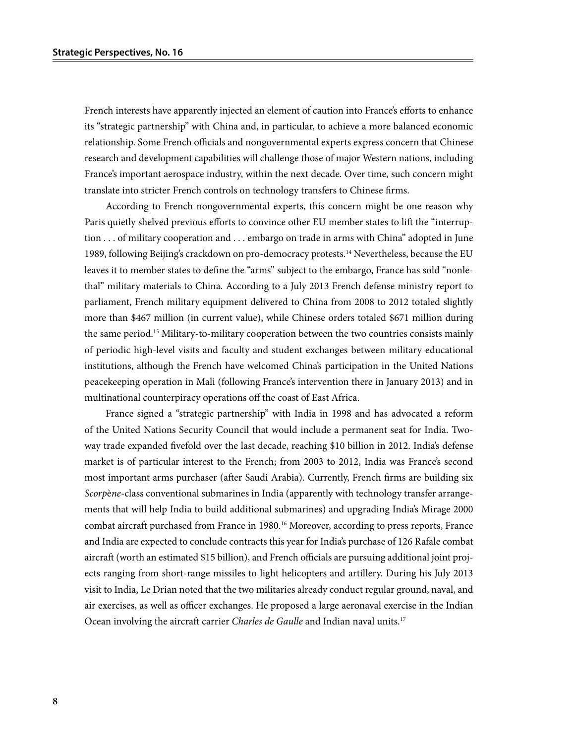French interests have apparently injected an element of caution into France's efforts to enhance its "strategic partnership" with China and, in particular, to achieve a more balanced economic relationship. Some French officials and nongovernmental experts express concern that Chinese research and development capabilities will challenge those of major Western nations, including France's important aerospace industry, within the next decade. Over time, such concern might translate into stricter French controls on technology transfers to Chinese firms.

According to French nongovernmental experts, this concern might be one reason why Paris quietly shelved previous efforts to convince other EU member states to lift the "interruption . . . of military cooperation and . . . embargo on trade in arms with China" adopted in June 1989, following Beijing's crackdown on pro-democracy protests.[14] Nevertheless, because the EU leaves it to member states to define the "arms" subject to the embargo, France has sold "nonlethal" military materials to China. According to a July 2013 French defense ministry report to parliament, French military equipment delivered to China from 2008 to 2012 totaled slightly more than $467 million (in current value), while Chinese orders totaled $671 million during the same period.[15] Military-to-military cooperation between the two countries consists mainly of periodic high-level visits and faculty and student exchanges between military educational institutions, although the French have welcomed China's participation in the United Nations peacekeeping operation in Mali (following France's intervention there in January 2013) and in multinational counterpiracy operations off the coast of East Africa.

France signed a "strategic partnership" with India in 1998 and has advocated a reform of the United Nations Security Council that would include a permanent seat for India. Two-way trade expanded fivefold over the last decade, reaching $10 billion in 2012. India's defense market is of particular interest to the French; from 2003 to 2012, India was France's second most important arms purchaser (after Saudi Arabia). Currently, French firms are building six *Scorpène*-class conventional submarines in India (apparently with technology transfer arrangements that will help India to build additional submarines) and upgrading India's Mirage 2000 combat aircraft purchased from France in 1980.[16] Moreover, according to press reports, France and India are expected to conclude contracts this year for India's purchase of 126 Rafale combat aircraft (worth an estimated $15 billion), and French officials are pursuing additional joint projects ranging from short-range missiles to light helicopters and artillery. During his July 2013 visit to India, Le Drian noted that the two militaries already conduct regular ground, naval, and air exercises, as well as officer exchanges. He proposed a large aeronaval exercise in the Indian Ocean involving the aircraft carrier *Charles de Gaulle* and Indian naval units.[17]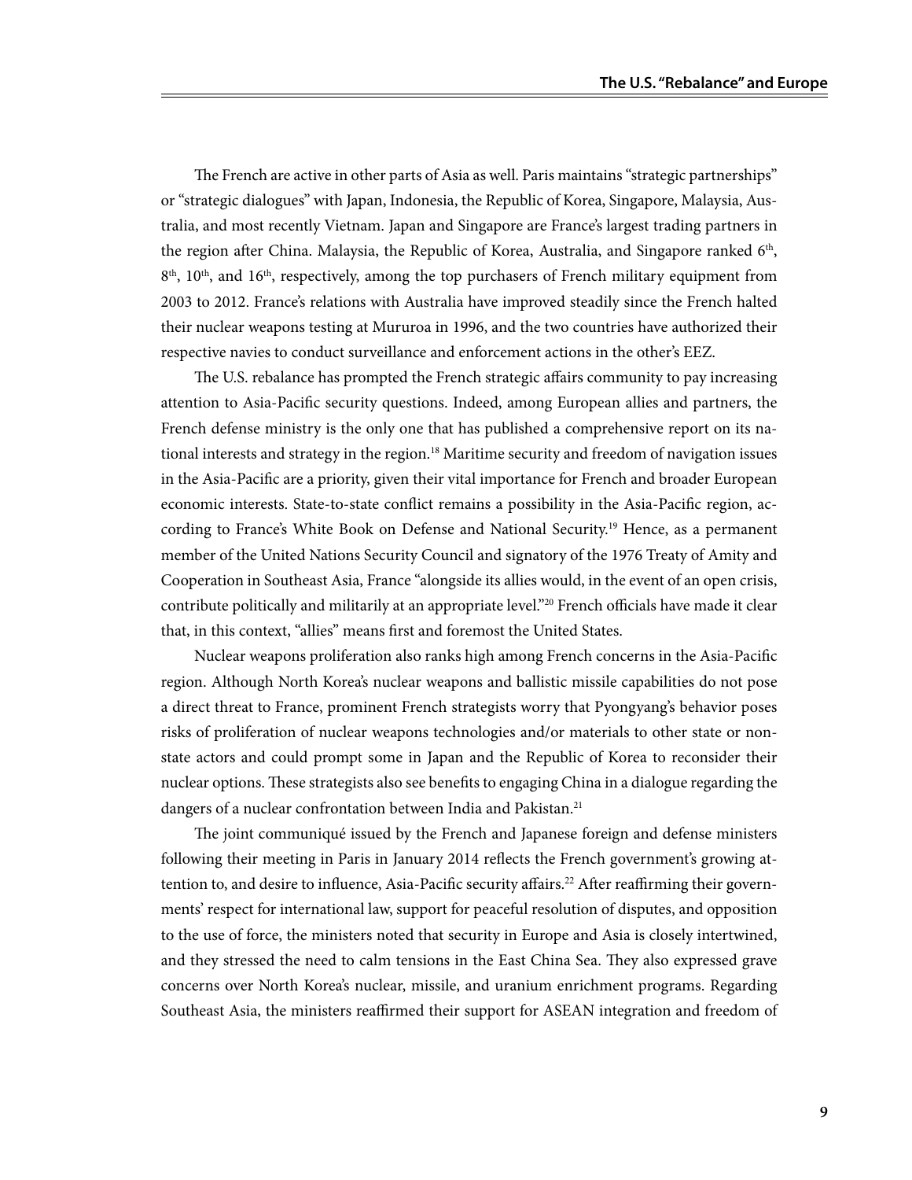The French are active in other parts of Asia as well. Paris maintains "strategic partnerships" or "strategic dialogues" with Japan, Indonesia, the Republic of Korea, Singapore, Malaysia, Australia, and most recently Vietnam. Japan and Singapore are France's largest trading partners in the region after China. Malaysia, the Republic of Korea, Australia, and Singapore ranked 6th, 8th, 10th, and 16th, respectively, among the top purchasers of French military equipment from 2003 to 2012. France's relations with Australia have improved steadily since the French halted their nuclear weapons testing at Mururoa in 1996, and the two countries have authorized their respective navies to conduct surveillance and enforcement actions in the other's EEZ.

The U.S. rebalance has prompted the French strategic affairs community to pay increasing attention to Asia-Pacific security questions. Indeed, among European allies and partners, the French defense ministry is the only one that has published a comprehensive report on its national interests and strategy in the region.[18] Maritime security and freedom of navigation issues in the Asia-Pacific are a priority, given their vital importance for French and broader European economic interests. State-to-state conflict remains a possibility in the Asia-Pacific region, according to France's White Book on Defense and National Security.[19] Hence, as a permanent member of the United Nations Security Council and signatory of the 1976 Treaty of Amity and Cooperation in Southeast Asia, France "alongside its allies would, in the event of an open crisis, contribute politically and militarily at an appropriate level."[20] French officials have made it clear that, in this context, "allies" means first and foremost the United States.

Nuclear weapons proliferation also ranks high among French concerns in the Asia-Pacific region. Although North Korea's nuclear weapons and ballistic missile capabilities do not pose a direct threat to France, prominent French strategists worry that Pyongyang's behavior poses risks of proliferation of nuclear weapons technologies and/or materials to other state or non-state actors and could prompt some in Japan and the Republic of Korea to reconsider their nuclear options. These strategists also see benefits to engaging China in a dialogue regarding the dangers of a nuclear confrontation between India and Pakistan.[21]

The joint communiqué issued by the French and Japanese foreign and defense ministers following their meeting in Paris in January 2014 reflects the French government's growing attention to, and desire to influence, Asia-Pacific security affairs.[22] After reaffirming their governments' respect for international law, support for peaceful resolution of disputes, and opposition to the use of force, the ministers noted that security in Europe and Asia is closely intertwined, and they stressed the need to calm tensions in the East China Sea. They also expressed grave concerns over North Korea's nuclear, missile, and uranium enrichment programs. Regarding Southeast Asia, the ministers reaffirmed their support for ASEAN integration and freedom of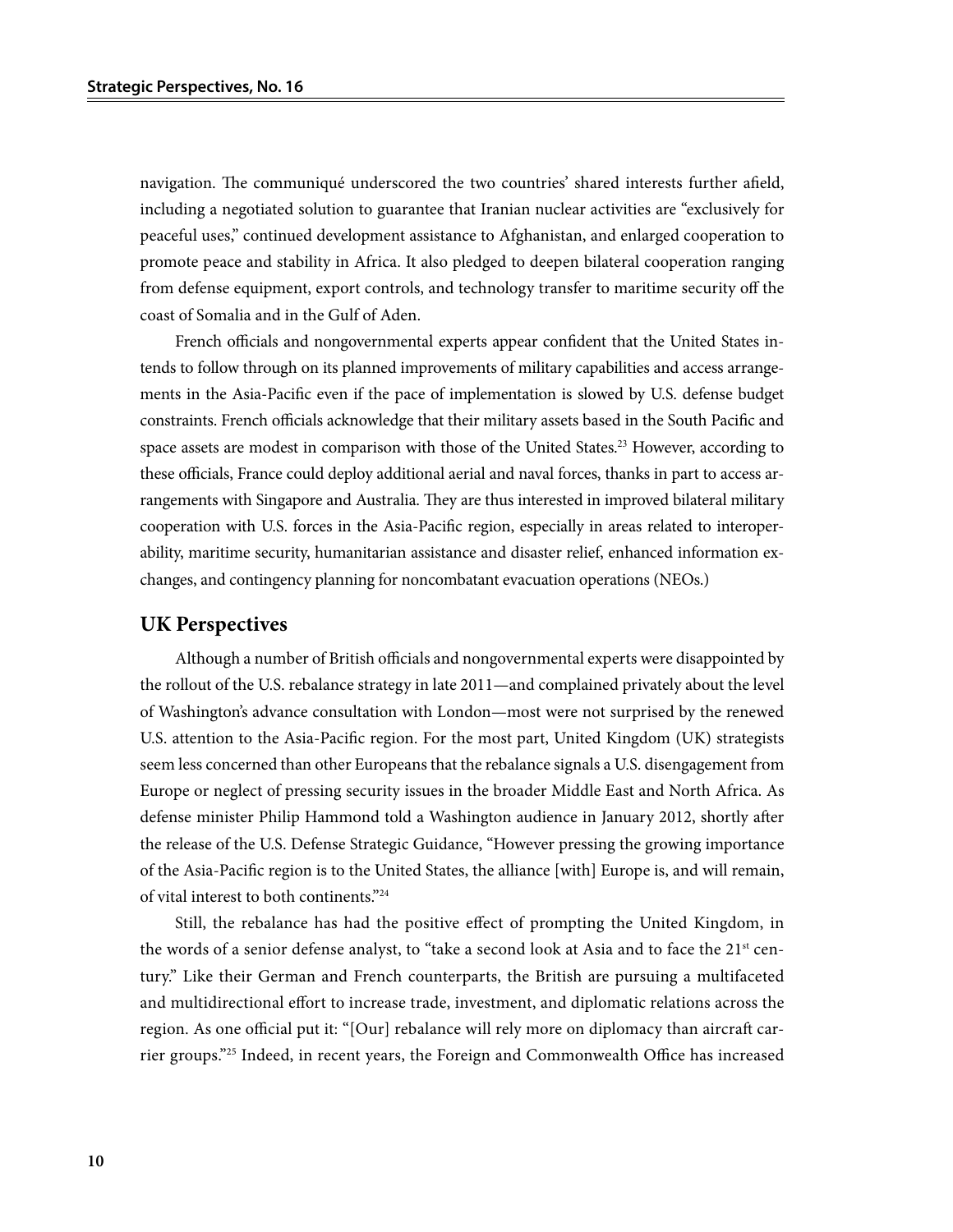navigation. The communiqué underscored the two countries' shared interests further afield, including a negotiated solution to guarantee that Iranian nuclear activities are "exclusively for peaceful uses," continued development assistance to Afghanistan, and enlarged cooperation to promote peace and stability in Africa. It also pledged to deepen bilateral cooperation ranging from defense equipment, export controls, and technology transfer to maritime security off the coast of Somalia and in the Gulf of Aden.

French officials and nongovernmental experts appear confident that the United States intends to follow through on its planned improvements of military capabilities and access arrangements in the Asia-Pacific even if the pace of implementation is slowed by U.S. defense budget constraints. French officials acknowledge that their military assets based in the South Pacific and space assets are modest in comparison with those of the United States.[23] However, according to these officials, France could deploy additional aerial and naval forces, thanks in part to access arrangements with Singapore and Australia. They are thus interested in improved bilateral military cooperation with U.S. forces in the Asia-Pacific region, especially in areas related to interoperability, maritime security, humanitarian assistance and disaster relief, enhanced information exchanges, and contingency planning for noncombatant evacuation operations (NEOs.)

## UK Perspectives

Although a number of British officials and nongovernmental experts were disappointed by the rollout of the U.S. rebalance strategy in late 2011—and complained privately about the level of Washington's advance consultation with London—most were not surprised by the renewed U.S. attention to the Asia-Pacific region. For the most part, United Kingdom (UK) strategists seem less concerned than other Europeans that the rebalance signals a U.S. disengagement from Europe or neglect of pressing security issues in the broader Middle East and North Africa. As defense minister Philip Hammond told a Washington audience in January 2012, shortly after the release of the U.S. Defense Strategic Guidance, "However pressing the growing importance of the Asia-Pacific region is to the United States, the alliance [with] Europe is, and will remain, of vital interest to both continents."[24]

Still, the rebalance has had the positive effect of prompting the United Kingdom, in the words of a senior defense analyst, to "take a second look at Asia and to face the 21st century." Like their German and French counterparts, the British are pursuing a multifaceted and multidirectional effort to increase trade, investment, and diplomatic relations across the region. As one official put it: "[Our] rebalance will rely more on diplomacy than aircraft carrier groups."[25] Indeed, in recent years, the Foreign and Commonwealth Office has increased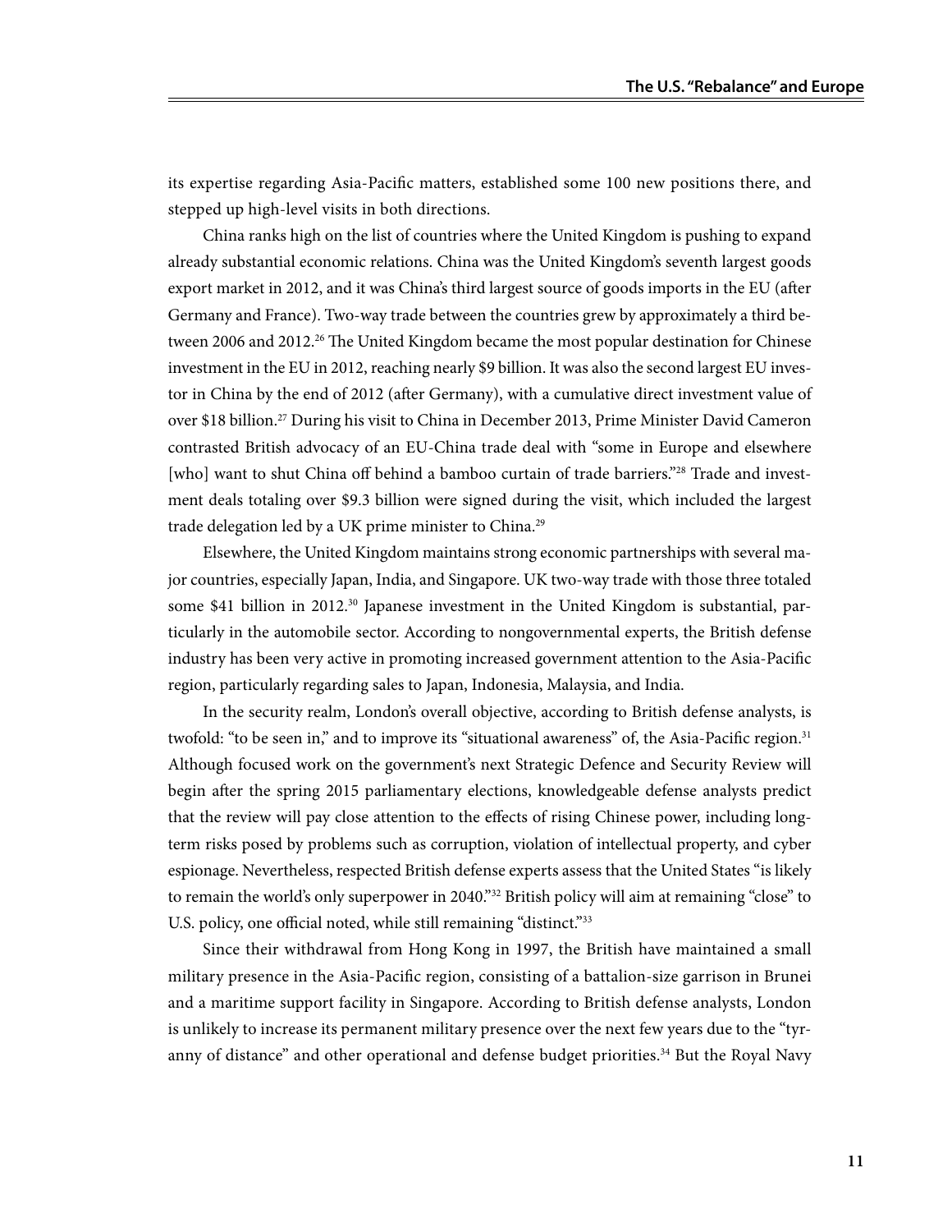its expertise regarding Asia-Pacific matters, established some 100 new positions there, and stepped up high-level visits in both directions.

China ranks high on the list of countries where the United Kingdom is pushing to expand already substantial economic relations. China was the United Kingdom's seventh largest goods export market in 2012, and it was China's third largest source of goods imports in the EU (after Germany and France). Two-way trade between the countries grew by approximately a third between 2006 and 2012.[26] The United Kingdom became the most popular destination for Chinese investment in the EU in 2012, reaching nearly $9 billion. It was also the second largest EU investor in China by the end of 2012 (after Germany), with a cumulative direct investment value of over $18 billion.[27] During his visit to China in December 2013, Prime Minister David Cameron contrasted British advocacy of an EU-China trade deal with "some in Europe and elsewhere [who] want to shut China off behind a bamboo curtain of trade barriers."[28] Trade and investment deals totaling over $9.3 billion were signed during the visit, which included the largest trade delegation led by a UK prime minister to China.[29]

Elsewhere, the United Kingdom maintains strong economic partnerships with several major countries, especially Japan, India, and Singapore. UK two-way trade with those three totaled some $41 billion in 2012.[30] Japanese investment in the United Kingdom is substantial, particularly in the automobile sector. According to nongovernmental experts, the British defense industry has been very active in promoting increased government attention to the Asia-Pacific region, particularly regarding sales to Japan, Indonesia, Malaysia, and India.

In the security realm, London's overall objective, according to British defense analysts, is twofold: "to be seen in," and to improve its "situational awareness" of, the Asia-Pacific region.[31] Although focused work on the government's next Strategic Defence and Security Review will begin after the spring 2015 parliamentary elections, knowledgeable defense analysts predict that the review will pay close attention to the effects of rising Chinese power, including long-term risks posed by problems such as corruption, violation of intellectual property, and cyber espionage. Nevertheless, respected British defense experts assess that the United States "is likely to remain the world's only superpower in 2040."[32] British policy will aim at remaining "close" to U.S. policy, one official noted, while still remaining "distinct."[33]

Since their withdrawal from Hong Kong in 1997, the British have maintained a small military presence in the Asia-Pacific region, consisting of a battalion-size garrison in Brunei and a maritime support facility in Singapore. According to British defense analysts, London is unlikely to increase its permanent military presence over the next few years due to the "tyranny of distance" and other operational and defense budget priorities.[34] But the Royal Navy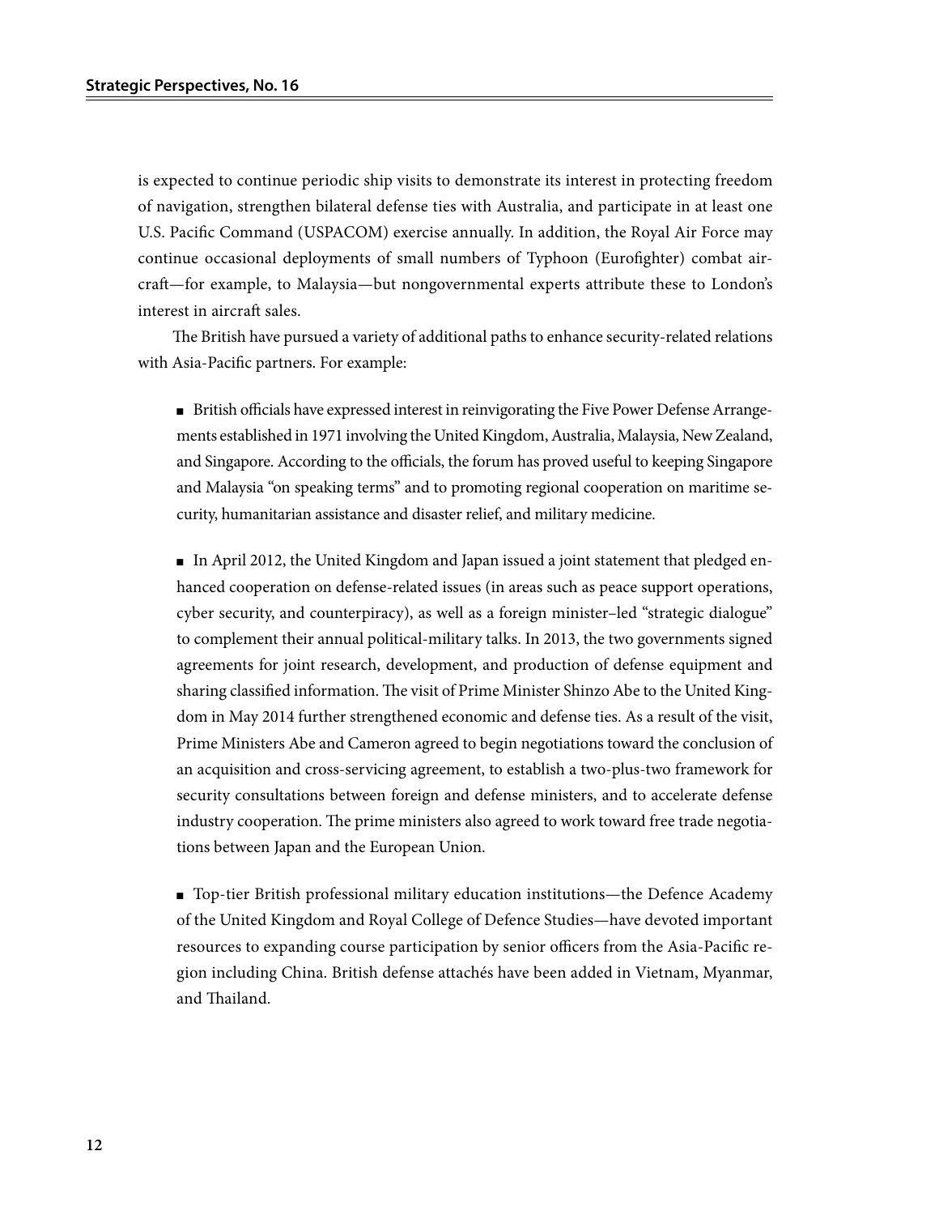is expected to continue periodic ship visits to demonstrate its interest in protecting freedom of navigation, strengthen bilateral defense ties with Australia, and participate in at least one U.S. Pacific Command (USPACOM) exercise annually. In addition, the Royal Air Force may continue occasional deployments of small numbers of Typhoon (Eurofighter) combat aircraft—for example, to Malaysia—but nongovernmental experts attribute these to London's interest in aircraft sales.

The British have pursued a variety of additional paths to enhance security-related relations with Asia-Pacific partners. For example:

- British officials have expressed interest in reinvigorating the Five Power Defense Arrangements established in 1971 involving the United Kingdom, Australia, Malaysia, New Zealand, and Singapore. According to the officials, the forum has proved useful to keeping Singapore and Malaysia "on speaking terms" and to promoting regional cooperation on maritime security, humanitarian assistance and disaster relief, and military medicine.

- In April 2012, the United Kingdom and Japan issued a joint statement that pledged enhanced cooperation on defense-related issues (in areas such as peace support operations, cyber security, and counterpiracy), as well as a foreign minister–led "strategic dialogue" to complement their annual political-military talks. In 2013, the two governments signed agreements for joint research, development, and production of defense equipment and sharing classified information. The visit of Prime Minister Shinzo Abe to the United Kingdom in May 2014 further strengthened economic and defense ties. As a result of the visit, Prime Ministers Abe and Cameron agreed to begin negotiations toward the conclusion of an acquisition and cross-servicing agreement, to establish a two-plus-two framework for security consultations between foreign and defense ministers, and to accelerate defense industry cooperation. The prime ministers also agreed to work toward free trade negotiations between Japan and the European Union.

- Top-tier British professional military education institutions—the Defence Academy of the United Kingdom and Royal College of Defence Studies—have devoted important resources to expanding course participation by senior officers from the Asia-Pacific region including China. British defense attachés have been added in Vietnam, Myanmar, and Thailand.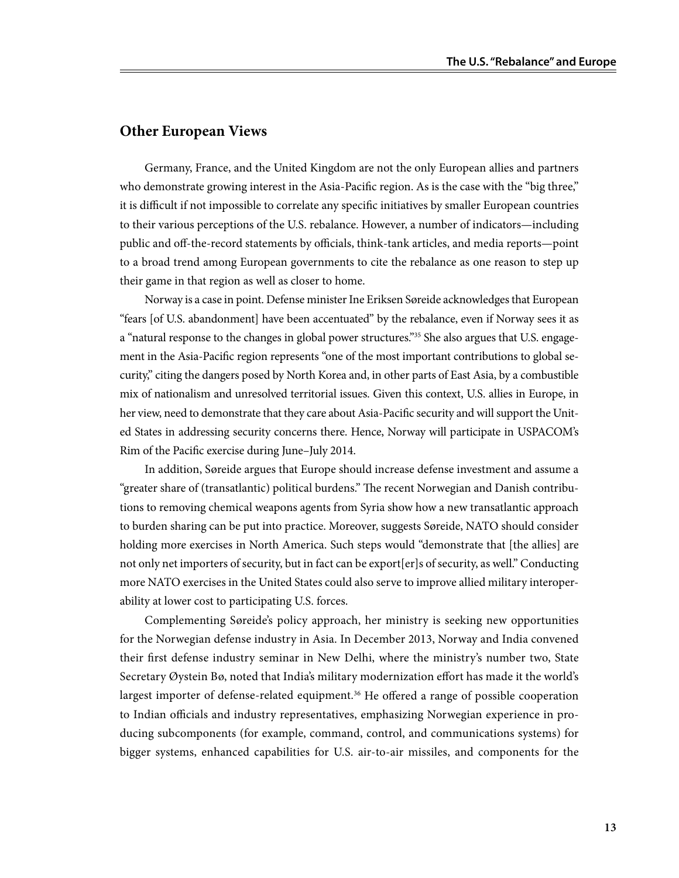## Other European Views

Germany, France, and the United Kingdom are not the only European allies and partners who demonstrate growing interest in the Asia-Pacific region. As is the case with the "big three," it is difficult if not impossible to correlate any specific initiatives by smaller European countries to their various perceptions of the U.S. rebalance. However, a number of indicators—including public and off-the-record statements by officials, think-tank articles, and media reports—point to a broad trend among European governments to cite the rebalance as one reason to step up their game in that region as well as closer to home.

Norway is a case in point. Defense minister Ine Eriksen Søreide acknowledges that European "fears [of U.S. abandonment] have been accentuated" by the rebalance, even if Norway sees it as a "natural response to the changes in global power structures."[35] She also argues that U.S. engagement in the Asia-Pacific region represents "one of the most important contributions to global security," citing the dangers posed by North Korea and, in other parts of East Asia, by a combustible mix of nationalism and unresolved territorial issues. Given this context, U.S. allies in Europe, in her view, need to demonstrate that they care about Asia-Pacific security and will support the United States in addressing security concerns there. Hence, Norway will participate in USPACOM's Rim of the Pacific exercise during June–July 2014.

In addition, Søreide argues that Europe should increase defense investment and assume a "greater share of (transatlantic) political burdens." The recent Norwegian and Danish contributions to removing chemical weapons agents from Syria show how a new transatlantic approach to burden sharing can be put into practice. Moreover, suggests Søreide, NATO should consider holding more exercises in North America. Such steps would "demonstrate that [the allies] are not only net importers of security, but in fact can be export[er]s of security, as well." Conducting more NATO exercises in the United States could also serve to improve allied military interoperability at lower cost to participating U.S. forces.

Complementing Søreide's policy approach, her ministry is seeking new opportunities for the Norwegian defense industry in Asia. In December 2013, Norway and India convened their first defense industry seminar in New Delhi, where the ministry's number two, State Secretary Øystein Bø, noted that India's military modernization effort has made it the world's largest importer of defense-related equipment.[36] He offered a range of possible cooperation to Indian officials and industry representatives, emphasizing Norwegian experience in producing subcomponents (for example, command, control, and communications systems) for bigger systems, enhanced capabilities for U.S. air-to-air missiles, and components for the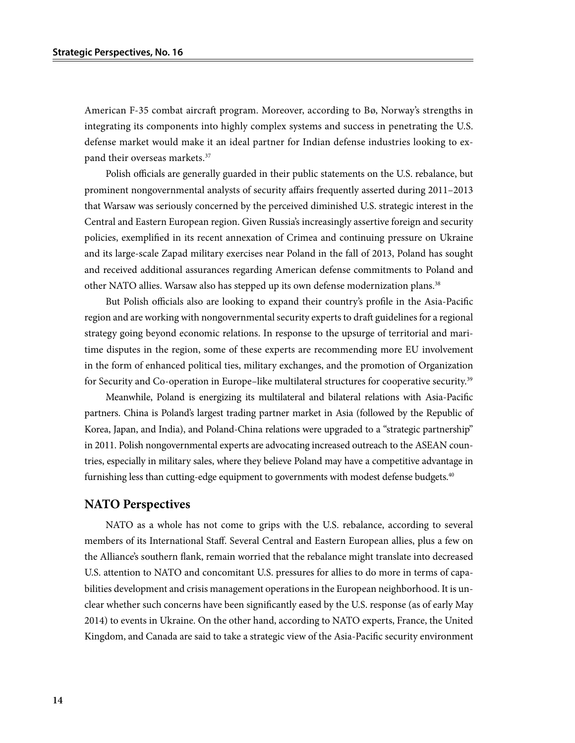American F-35 combat aircraft program. Moreover, according to Bø, Norway's strengths in integrating its components into highly complex systems and success in penetrating the U.S. defense market would make it an ideal partner for Indian defense industries looking to expand their overseas markets.[37]

Polish officials are generally guarded in their public statements on the U.S. rebalance, but prominent nongovernmental analysts of security affairs frequently asserted during 2011–2013 that Warsaw was seriously concerned by the perceived diminished U.S. strategic interest in the Central and Eastern European region. Given Russia's increasingly assertive foreign and security policies, exemplified in its recent annexation of Crimea and continuing pressure on Ukraine and its large-scale Zapad military exercises near Poland in the fall of 2013, Poland has sought and received additional assurances regarding American defense commitments to Poland and other NATO allies. Warsaw also has stepped up its own defense modernization plans.[38]

But Polish officials also are looking to expand their country's profile in the Asia-Pacific region and are working with nongovernmental security experts to draft guidelines for a regional strategy going beyond economic relations. In response to the upsurge of territorial and maritime disputes in the region, some of these experts are recommending more EU involvement in the form of enhanced political ties, military exchanges, and the promotion of Organization for Security and Co-operation in Europe–like multilateral structures for cooperative security.[39]

Meanwhile, Poland is energizing its multilateral and bilateral relations with Asia-Pacific partners. China is Poland's largest trading partner market in Asia (followed by the Republic of Korea, Japan, and India), and Poland-China relations were upgraded to a "strategic partnership" in 2011. Polish nongovernmental experts are advocating increased outreach to the ASEAN countries, especially in military sales, where they believe Poland may have a competitive advantage in furnishing less than cutting-edge equipment to governments with modest defense budgets.[40]

## NATO Perspectives

NATO as a whole has not come to grips with the U.S. rebalance, according to several members of its International Staff. Several Central and Eastern European allies, plus a few on the Alliance's southern flank, remain worried that the rebalance might translate into decreased U.S. attention to NATO and concomitant U.S. pressures for allies to do more in terms of capabilities development and crisis management operations in the European neighborhood. It is unclear whether such concerns have been significantly eased by the U.S. response (as of early May 2014) to events in Ukraine. On the other hand, according to NATO experts, France, the United Kingdom, and Canada are said to take a strategic view of the Asia-Pacific security environment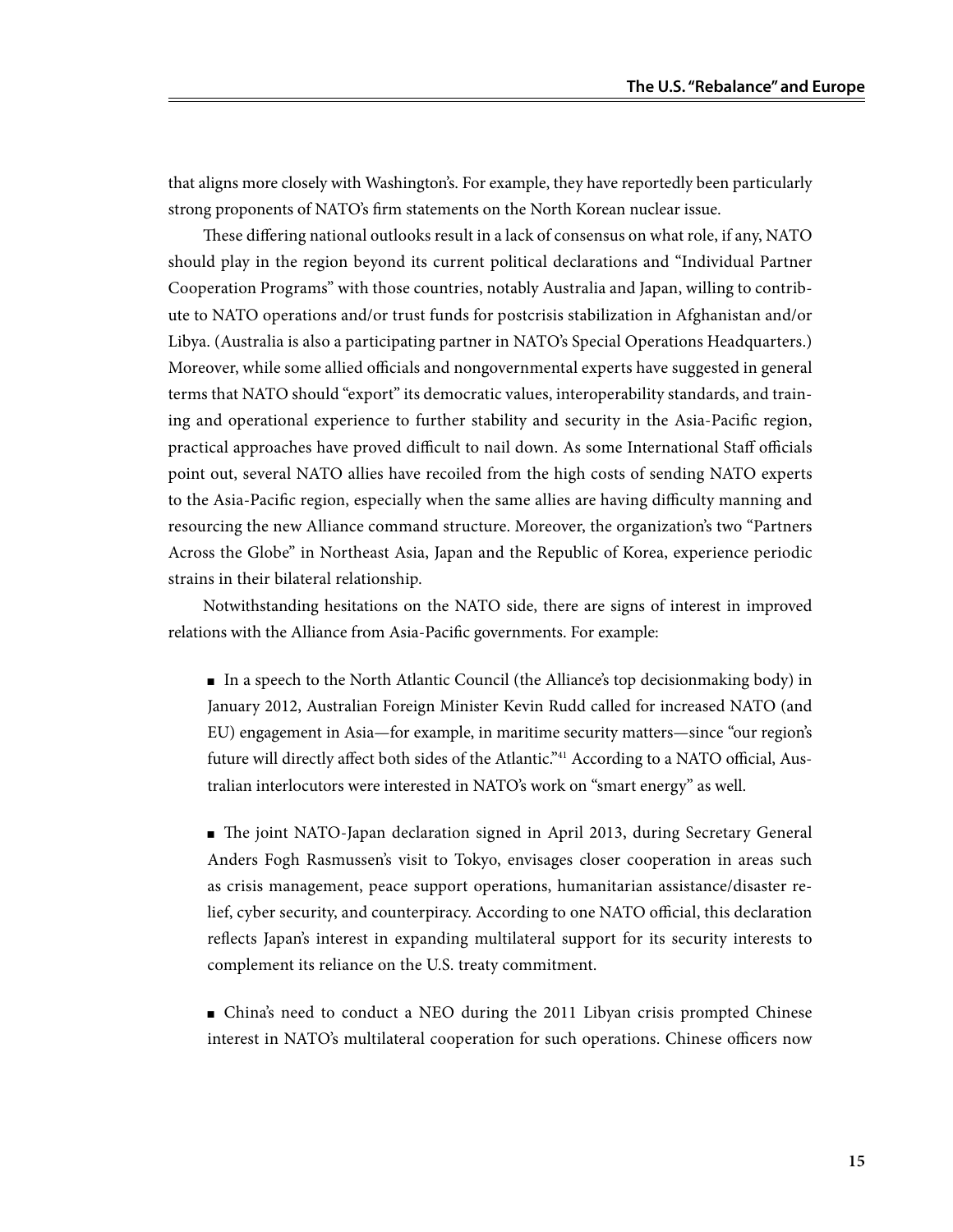that aligns more closely with Washington's. For example, they have reportedly been particularly strong proponents of NATO's firm statements on the North Korean nuclear issue.

These differing national outlooks result in a lack of consensus on what role, if any, NATO should play in the region beyond its current political declarations and "Individual Partner Cooperation Programs" with those countries, notably Australia and Japan, willing to contribute to NATO operations and/or trust funds for postcrisis stabilization in Afghanistan and/or Libya. (Australia is also a participating partner in NATO's Special Operations Headquarters.) Moreover, while some allied officials and nongovernmental experts have suggested in general terms that NATO should "export" its democratic values, interoperability standards, and training and operational experience to further stability and security in the Asia-Pacific region, practical approaches have proved difficult to nail down. As some International Staff officials point out, several NATO allies have recoiled from the high costs of sending NATO experts to the Asia-Pacific region, especially when the same allies are having difficulty manning and resourcing the new Alliance command structure. Moreover, the organization's two "Partners Across the Globe" in Northeast Asia, Japan and the Republic of Korea, experience periodic strains in their bilateral relationship.

Notwithstanding hesitations on the NATO side, there are signs of interest in improved relations with the Alliance from Asia-Pacific governments. For example:

- In a speech to the North Atlantic Council (the Alliance's top decisionmaking body) in January 2012, Australian Foreign Minister Kevin Rudd called for increased NATO (and EU) engagement in Asia—for example, in maritime security matters—since "our region's future will directly affect both sides of the Atlantic."[41] According to a NATO official, Australian interlocutors were interested in NATO's work on "smart energy" as well.

- The joint NATO-Japan declaration signed in April 2013, during Secretary General Anders Fogh Rasmussen's visit to Tokyo, envisages closer cooperation in areas such as crisis management, peace support operations, humanitarian assistance/disaster relief, cyber security, and counterpiracy. According to one NATO official, this declaration reflects Japan's interest in expanding multilateral support for its security interests to complement its reliance on the U.S. treaty commitment.

- China's need to conduct a NEO during the 2011 Libyan crisis prompted Chinese interest in NATO's multilateral cooperation for such operations. Chinese officers now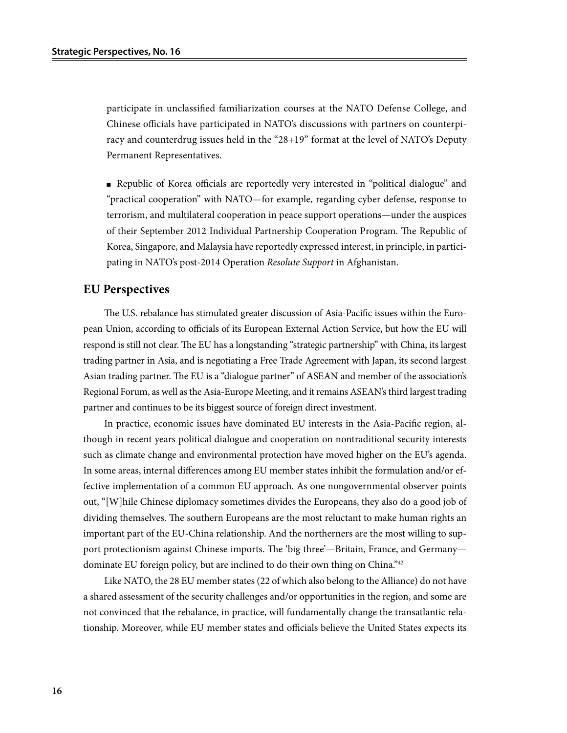participate in unclassified familiarization courses at the NATO Defense College, and Chinese officials have participated in NATO's discussions with partners on counterpiracy and counterdrug issues held in the "28+19" format at the level of NATO's Deputy Permanent Representatives.

- Republic of Korea officials are reportedly very interested in "political dialogue" and "practical cooperation" with NATO—for example, regarding cyber defense, response to terrorism, and multilateral cooperation in peace support operations—under the auspices of their September 2012 Individual Partnership Cooperation Program. The Republic of Korea, Singapore, and Malaysia have reportedly expressed interest, in principle, in participating in NATO's post-2014 Operation *Resolute Support* in Afghanistan.

## EU Perspectives

The U.S. rebalance has stimulated greater discussion of Asia-Pacific issues within the European Union, according to officials of its European External Action Service, but how the EU will respond is still not clear. The EU has a longstanding "strategic partnership" with China, its largest trading partner in Asia, and is negotiating a Free Trade Agreement with Japan, its second largest Asian trading partner. The EU is a "dialogue partner" of ASEAN and member of the association's Regional Forum, as well as the Asia-Europe Meeting, and it remains ASEAN's third largest trading partner and continues to be its biggest source of foreign direct investment.

In practice, economic issues have dominated EU interests in the Asia-Pacific region, although in recent years political dialogue and cooperation on nontraditional security interests such as climate change and environmental protection have moved higher on the EU's agenda. In some areas, internal differences among EU member states inhibit the formulation and/or effective implementation of a common EU approach. As one nongovernmental observer points out, "[W]hile Chinese diplomacy sometimes divides the Europeans, they also do a good job of dividing themselves. The southern Europeans are the most reluctant to make human rights an important part of the EU-China relationship. And the northerners are the most willing to support protectionism against Chinese imports. The 'big three'—Britain, France, and Germany—dominate EU foreign policy, but are inclined to do their own thing on China."[42]

Like NATO, the 28 EU member states (22 of which also belong to the Alliance) do not have a shared assessment of the security challenges and/or opportunities in the region, and some are not convinced that the rebalance, in practice, will fundamentally change the transatlantic relationship. Moreover, while EU member states and officials believe the United States expects its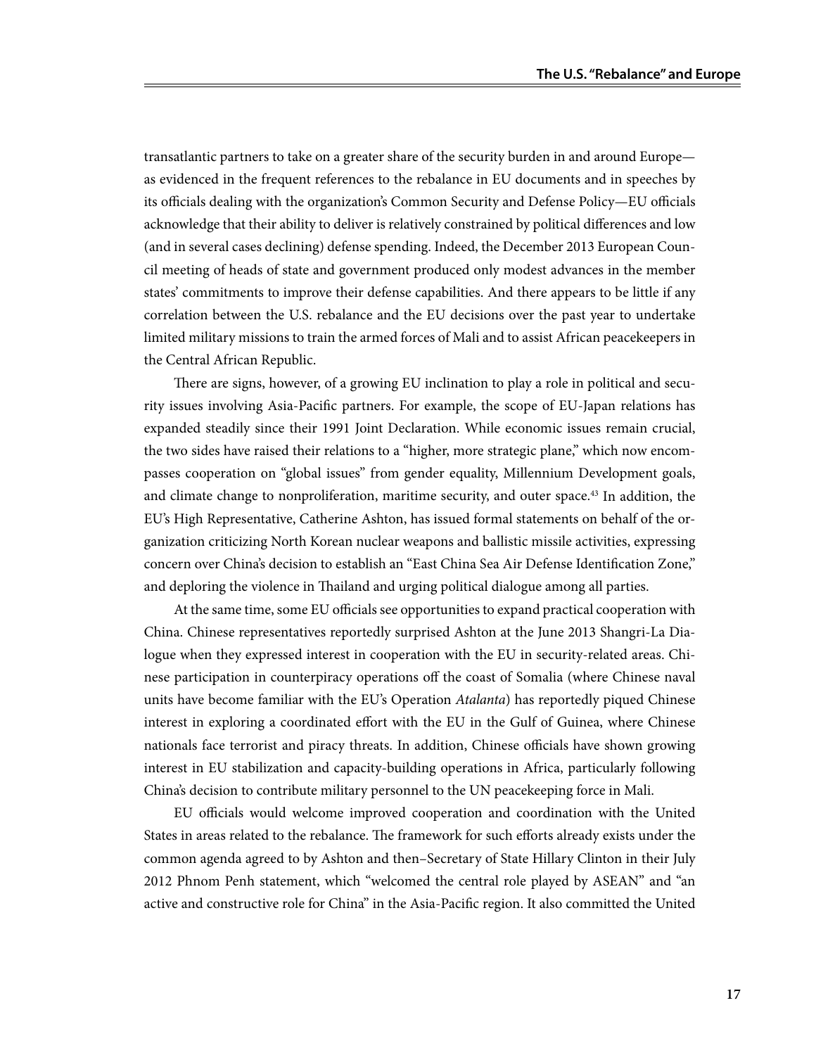transatlantic partners to take on a greater share of the security burden in and around Europe—as evidenced in the frequent references to the rebalance in EU documents and in speeches by its officials dealing with the organization's Common Security and Defense Policy—EU officials acknowledge that their ability to deliver is relatively constrained by political differences and low (and in several cases declining) defense spending. Indeed, the December 2013 European Council meeting of heads of state and government produced only modest advances in the member states' commitments to improve their defense capabilities. And there appears to be little if any correlation between the U.S. rebalance and the EU decisions over the past year to undertake limited military missions to train the armed forces of Mali and to assist African peacekeepers in the Central African Republic.

There are signs, however, of a growing EU inclination to play a role in political and security issues involving Asia-Pacific partners. For example, the scope of EU-Japan relations has expanded steadily since their 1991 Joint Declaration. While economic issues remain crucial, the two sides have raised their relations to a "higher, more strategic plane," which now encompasses cooperation on "global issues" from gender equality, Millennium Development goals, and climate change to nonproliferation, maritime security, and outer space.[43] In addition, the EU's High Representative, Catherine Ashton, has issued formal statements on behalf of the organization criticizing North Korean nuclear weapons and ballistic missile activities, expressing concern over China's decision to establish an "East China Sea Air Defense Identification Zone," and deploring the violence in Thailand and urging political dialogue among all parties.

At the same time, some EU officials see opportunities to expand practical cooperation with China. Chinese representatives reportedly surprised Ashton at the June 2013 Shangri-La Dialogue when they expressed interest in cooperation with the EU in security-related areas. Chinese participation in counterpiracy operations off the coast of Somalia (where Chinese naval units have become familiar with the EU's Operation *Atalanta*) has reportedly piqued Chinese interest in exploring a coordinated effort with the EU in the Gulf of Guinea, where Chinese nationals face terrorist and piracy threats. In addition, Chinese officials have shown growing interest in EU stabilization and capacity-building operations in Africa, particularly following China's decision to contribute military personnel to the UN peacekeeping force in Mali.

EU officials would welcome improved cooperation and coordination with the United States in areas related to the rebalance. The framework for such efforts already exists under the common agenda agreed to by Ashton and then–Secretary of State Hillary Clinton in their July 2012 Phnom Penh statement, which "welcomed the central role played by ASEAN" and "an active and constructive role for China" in the Asia-Pacific region. It also committed the United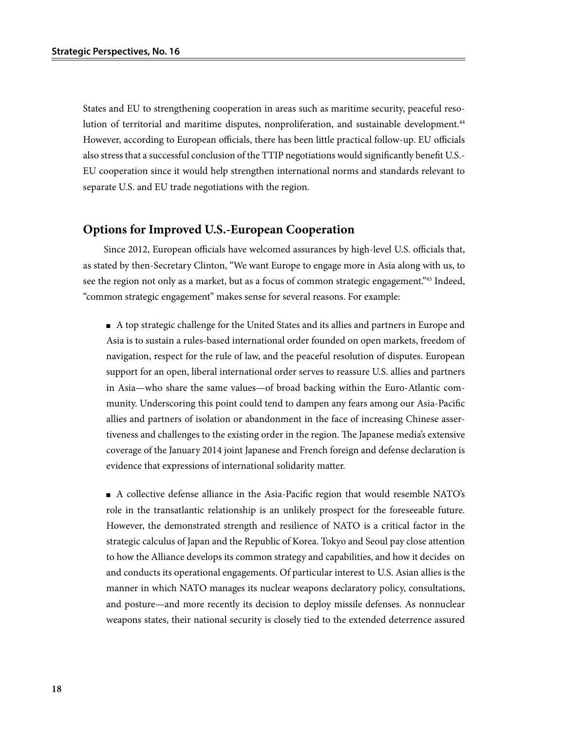States and EU to strengthening cooperation in areas such as maritime security, peaceful resolution of territorial and maritime disputes, nonproliferation, and sustainable development.[44] However, according to European officials, there has been little practical follow-up. EU officials also stress that a successful conclusion of the TTIP negotiations would significantly benefit U.S.-EU cooperation since it would help strengthen international norms and standards relevant to separate U.S. and EU trade negotiations with the region.

## Options for Improved U.S.-European Cooperation

Since 2012, European officials have welcomed assurances by high-level U.S. officials that, as stated by then-Secretary Clinton, "We want Europe to engage more in Asia along with us, to see the region not only as a market, but as a focus of common strategic engagement."[45] Indeed, "common strategic engagement" makes sense for several reasons. For example:

- A top strategic challenge for the United States and its allies and partners in Europe and Asia is to sustain a rules-based international order founded on open markets, freedom of navigation, respect for the rule of law, and the peaceful resolution of disputes. European support for an open, liberal international order serves to reassure U.S. allies and partners in Asia—who share the same values—of broad backing within the Euro-Atlantic community. Underscoring this point could tend to dampen any fears among our Asia-Pacific allies and partners of isolation or abandonment in the face of increasing Chinese assertiveness and challenges to the existing order in the region. The Japanese media's extensive coverage of the January 2014 joint Japanese and French foreign and defense declaration is evidence that expressions of international solidarity matter.

- A collective defense alliance in the Asia-Pacific region that would resemble NATO's role in the transatlantic relationship is an unlikely prospect for the foreseeable future. However, the demonstrated strength and resilience of NATO is a critical factor in the strategic calculus of Japan and the Republic of Korea. Tokyo and Seoul pay close attention to how the Alliance develops its common strategy and capabilities, and how it decides on and conducts its operational engagements. Of particular interest to U.S. Asian allies is the manner in which NATO manages its nuclear weapons declaratory policy, consultations, and posture—and more recently its decision to deploy missile defenses. As nonnuclear weapons states, their national security is closely tied to the extended deterrence assured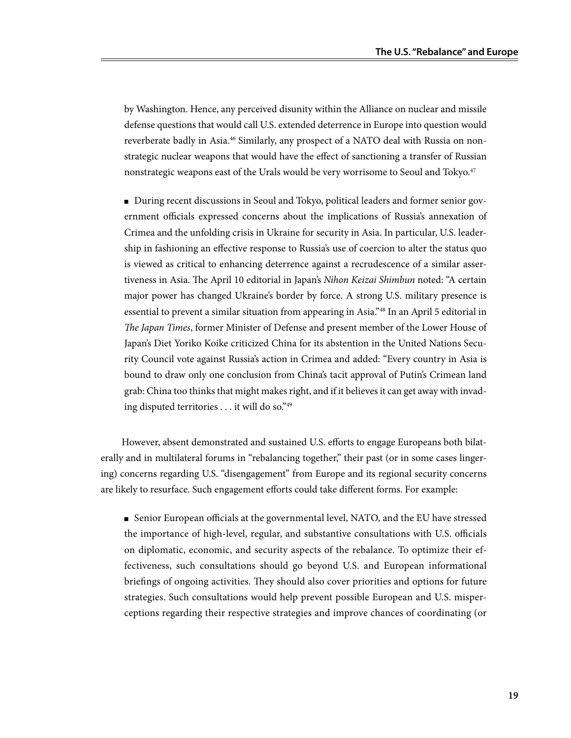by Washington. Hence, any perceived disunity within the Alliance on nuclear and missile defense questions that would call U.S. extended deterrence in Europe into question would reverberate badly in Asia.[46] Similarly, any prospect of a NATO deal with Russia on nonstrategic nuclear weapons that would have the effect of sanctioning a transfer of Russian nonstrategic weapons east of the Urals would be very worrisome to Seoul and Tokyo.[47]

- During recent discussions in Seoul and Tokyo, political leaders and former senior government officials expressed concerns about the implications of Russia's annexation of Crimea and the unfolding crisis in Ukraine for security in Asia. In particular, U.S. leadership in fashioning an effective response to Russia's use of coercion to alter the status quo is viewed as critical to enhancing deterrence against a recrudescence of a similar assertiveness in Asia. The April 10 editorial in Japan's *Nihon Keizai Shimbun* noted: "A certain major power has changed Ukraine's border by force. A strong U.S. military presence is essential to prevent a similar situation from appearing in Asia."[48] In an April 5 editorial in *The Japan Times*, former Minister of Defense and present member of the Lower House of Japan's Diet Yoriko Koike criticized China for its abstention in the United Nations Security Council vote against Russia's action in Crimea and added: "Every country in Asia is bound to draw only one conclusion from China's tacit approval of Putin's Crimean land grab: China too thinks that might makes right, and if it believes it can get away with invading disputed territories . . . it will do so."[49]

However, absent demonstrated and sustained U.S. efforts to engage Europeans both bilaterally and in multilateral forums in "rebalancing together," their past (or in some cases lingering) concerns regarding U.S. "disengagement" from Europe and its regional security concerns are likely to resurface. Such engagement efforts could take different forms. For example:

- Senior European officials at the governmental level, NATO, and the EU have stressed the importance of high-level, regular, and substantive consultations with U.S. officials on diplomatic, economic, and security aspects of the rebalance. To optimize their effectiveness, such consultations should go beyond U.S. and European informational briefings of ongoing activities. They should also cover priorities and options for future strategies. Such consultations would help prevent possible European and U.S. misperceptions regarding their respective strategies and improve chances of coordinating (or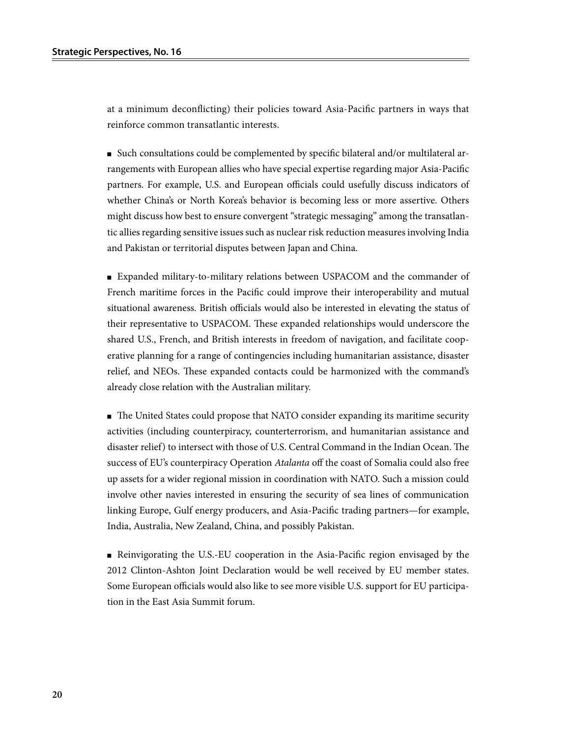at a minimum deconflicting) their policies toward Asia-Pacific partners in ways that reinforce common transatlantic interests.

- Such consultations could be complemented by specific bilateral and/or multilateral arrangements with European allies who have special expertise regarding major Asia-Pacific partners. For example, U.S. and European officials could usefully discuss indicators of whether China's or North Korea's behavior is becoming less or more assertive. Others might discuss how best to ensure convergent "strategic messaging" among the transatlantic allies regarding sensitive issues such as nuclear risk reduction measures involving India and Pakistan or territorial disputes between Japan and China.

- Expanded military-to-military relations between USPACOM and the commander of French maritime forces in the Pacific could improve their interoperability and mutual situational awareness. British officials would also be interested in elevating the status of their representative to USPACOM. These expanded relationships would underscore the shared U.S., French, and British interests in freedom of navigation, and facilitate cooperative planning for a range of contingencies including humanitarian assistance, disaster relief, and NEOs. These expanded contacts could be harmonized with the command's already close relation with the Australian military.

- The United States could propose that NATO consider expanding its maritime security activities (including counterpiracy, counterterrorism, and humanitarian assistance and disaster relief) to intersect with those of U.S. Central Command in the Indian Ocean. The success of EU's counterpiracy Operation *Atalanta* off the coast of Somalia could also free up assets for a wider regional mission in coordination with NATO. Such a mission could involve other navies interested in ensuring the security of sea lines of communication linking Europe, Gulf energy producers, and Asia-Pacific trading partners—for example, India, Australia, New Zealand, China, and possibly Pakistan.

- Reinvigorating the U.S.-EU cooperation in the Asia-Pacific region envisaged by the 2012 Clinton-Ashton Joint Declaration would be well received by EU member states. Some European officials would also like to see more visible U.S. support for EU participation in the East Asia Summit forum.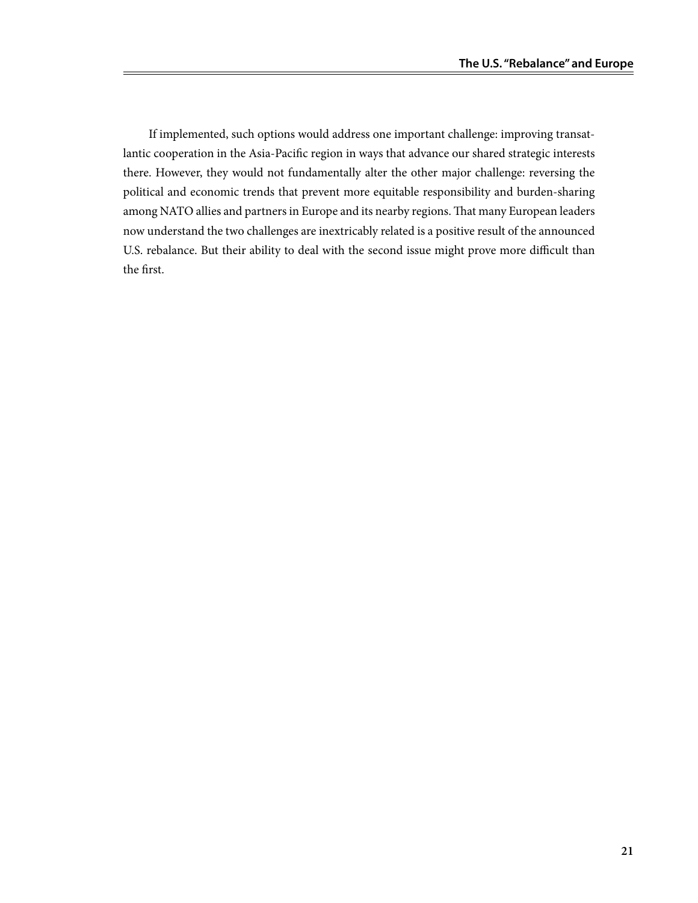If implemented, such options would address one important challenge: improving transatlantic cooperation in the Asia-Pacific region in ways that advance our shared strategic interests there. However, they would not fundamentally alter the other major challenge: reversing the political and economic trends that prevent more equitable responsibility and burden-sharing among NATO allies and partners in Europe and its nearby regions. That many European leaders now understand the two challenges are inextricably related is a positive result of the announced U.S. rebalance. But their ability to deal with the second issue might prove more difficult than the first.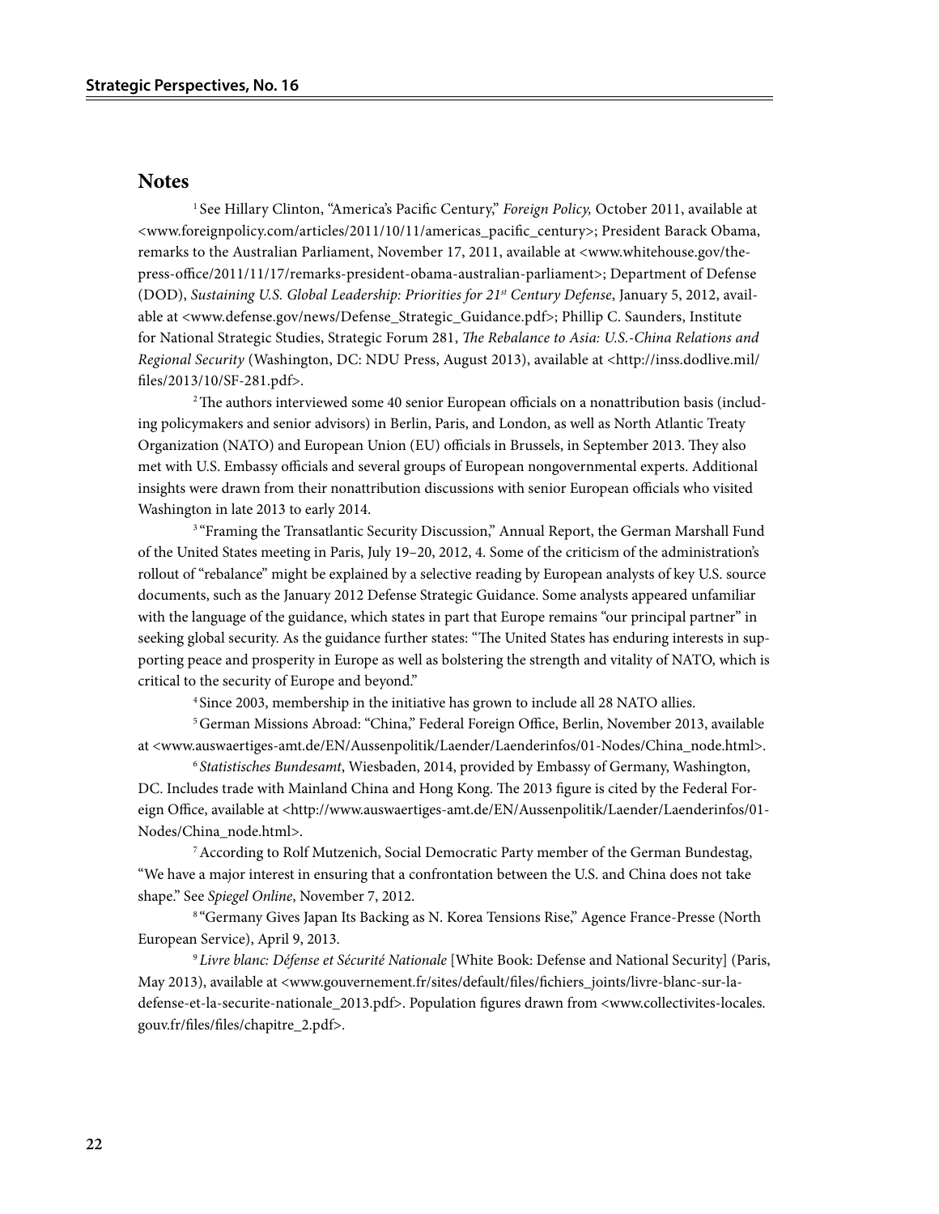## Notes

[1] See Hillary Clinton, "America's Pacific Century," *Foreign Policy,* October 2011, available at <www.foreignpolicy.com/articles/2011/10/11/americas_pacific_century>; President Barack Obama, remarks to the Australian Parliament, November 17, 2011, available at <www.whitehouse.gov/the-press-office/2011/11/17/remarks-president-obama-australian-parliament>; Department of Defense (DOD), *Sustaining U.S. Global Leadership: Priorities for 21st Century Defense*, January 5, 2012, available at <www.defense.gov/news/Defense_Strategic_Guidance.pdf>; Phillip C. Saunders, Institute for National Strategic Studies, Strategic Forum 281, *The Rebalance to Asia: U.S.-China Relations and Regional Security* (Washington, DC: NDU Press, August 2013), available at <http://inss.dodlive.mil/files/2013/10/SF-281.pdf>.

[2] The authors interviewed some 40 senior European officials on a nonattribution basis (including policymakers and senior advisors) in Berlin, Paris, and London, as well as North Atlantic Treaty Organization (NATO) and European Union (EU) officials in Brussels, in September 2013. They also met with U.S. Embassy officials and several groups of European nongovernmental experts. Additional insights were drawn from their nonattribution discussions with senior European officials who visited Washington in late 2013 to early 2014.

[3] "Framing the Transatlantic Security Discussion," Annual Report, the German Marshall Fund of the United States meeting in Paris, July 19–20, 2012, 4. Some of the criticism of the administration's rollout of "rebalance" might be explained by a selective reading by European analysts of key U.S. source documents, such as the January 2012 Defense Strategic Guidance. Some analysts appeared unfamiliar with the language of the guidance, which states in part that Europe remains "our principal partner" in seeking global security. As the guidance further states: "The United States has enduring interests in supporting peace and prosperity in Europe as well as bolstering the strength and vitality of NATO, which is critical to the security of Europe and beyond."

[4] Since 2003, membership in the initiative has grown to include all 28 NATO allies.

[5] German Missions Abroad: "China," Federal Foreign Office, Berlin, November 2013, available at <www.auswaertiges-amt.de/EN/Aussenpolitik/Laender/Laenderinfos/01-Nodes/China_node.html>.

[6] *Statistisches Bundesamt*, Wiesbaden, 2014, provided by Embassy of Germany, Washington, DC. Includes trade with Mainland China and Hong Kong. The 2013 figure is cited by the Federal Foreign Office, available at <http://www.auswaertiges-amt.de/EN/Aussenpolitik/Laender/Laenderinfos/01-Nodes/China_node.html>.

[7] According to Rolf Mutzenich, Social Democratic Party member of the German Bundestag, "We have a major interest in ensuring that a confrontation between the U.S. and China does not take shape." See *Spiegel Online*, November 7, 2012.

[8] "Germany Gives Japan Its Backing as N. Korea Tensions Rise," Agence France-Presse (North European Service), April 9, 2013.

[9] *Livre blanc: Défense et Sécurité Nationale* [White Book: Defense and National Security] (Paris, May 2013), available at <www.gouvernement.fr/sites/default/files/fichiers_joints/livre-blanc-sur-la-defense-et-la-securite-nationale_2013.pdf>. Population figures drawn from <www.collectivites-locales.gouv.fr/files/files/chapitre_2.pdf>.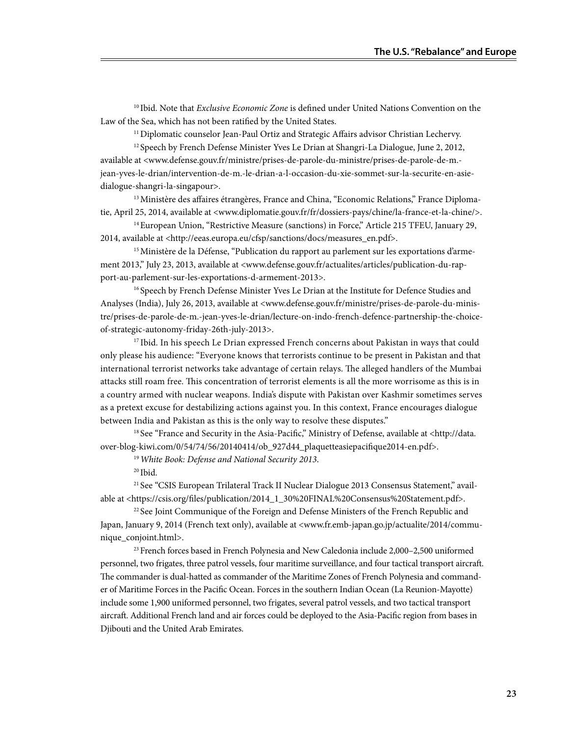[10] Ibid. Note that *Exclusive Economic Zone* is defined under United Nations Convention on the Law of the Sea, which has not been ratified by the United States.

[11] Diplomatic counselor Jean-Paul Ortiz and Strategic Affairs advisor Christian Lechervy.

[12] Speech by French Defense Minister Yves Le Drian at Shangri-La Dialogue, June 2, 2012, available at <www.defense.gouv.fr/ministre/prises-de-parole-du-ministre/prises-de-parole-de-m.-jean-yves-le-drian/intervention-de-m.-le-drian-a-l-occasion-du-xie-sommet-sur-la-securite-en-asie-dialogue-shangri-la-singapour>.

[13] Ministère des affaires étrangères, France and China, "Economic Relations," France Diplomatie, April 25, 2014, available at <www.diplomatie.gouv.fr/fr/dossiers-pays/chine/la-france-et-la-chine/>.

[14] European Union, "Restrictive Measure (sanctions) in Force," Article 215 TFEU, January 29, 2014, available at <http://eeas.europa.eu/cfsp/sanctions/docs/measures_en.pdf>.

[15] Ministère de la Défense, "Publication du rapport au parlement sur les exportations d'armement 2013," July 23, 2013, available at <www.defense.gouv.fr/actualites/articles/publication-du-rapport-au-parlement-sur-les-exportations-d-armement-2013>.

[16] Speech by French Defense Minister Yves Le Drian at the Institute for Defence Studies and Analyses (India), July 26, 2013, available at <www.defense.gouv.fr/ministre/prises-de-parole-du-ministre/prises-de-parole-de-m.-jean-yves-le-drian/lecture-on-indo-french-defence-partnership-the-choice-of-strategic-autonomy-friday-26th-july-2013>.

[17] Ibid. In his speech Le Drian expressed French concerns about Pakistan in ways that could only please his audience: "Everyone knows that terrorists continue to be present in Pakistan and that international terrorist networks take advantage of certain relays. The alleged handlers of the Mumbai attacks still roam free. This concentration of terrorist elements is all the more worrisome as this is in a country armed with nuclear weapons. India's dispute with Pakistan over Kashmir sometimes serves as a pretext excuse for destabilizing actions against you. In this context, France encourages dialogue between India and Pakistan as this is the only way to resolve these disputes."

[18] See "France and Security in the Asia-Pacific," Ministry of Defense, available at <http://data.over-blog-kiwi.com/0/54/74/56/20140414/ob_927d44_plaquetteasiepacifique2014-en.pdf>.

[19] *White Book: Defense and National Security 2013.*

[20] Ibid.

[21] See "CSIS European Trilateral Track II Nuclear Dialogue 2013 Consensus Statement," available at <https://csis.org/files/publication/2014_1_30%20FINAL%20Consensus%20Statement.pdf>.

[22] See Joint Communique of the Foreign and Defense Ministers of the French Republic and Japan, January 9, 2014 (French text only), available at <www.fr.emb-japan.go.jp/actualite/2014/communique_conjoint.html>.

[23] French forces based in French Polynesia and New Caledonia include 2,000–2,500 uniformed personnel, two frigates, three patrol vessels, four maritime surveillance, and four tactical transport aircraft. The commander is dual-hatted as commander of the Maritime Zones of French Polynesia and commander of Maritime Forces in the Pacific Ocean. Forces in the southern Indian Ocean (La Reunion-Mayotte) include some 1,900 uniformed personnel, two frigates, several patrol vessels, and two tactical transport aircraft. Additional French land and air forces could be deployed to the Asia-Pacific region from bases in Djibouti and the United Arab Emirates.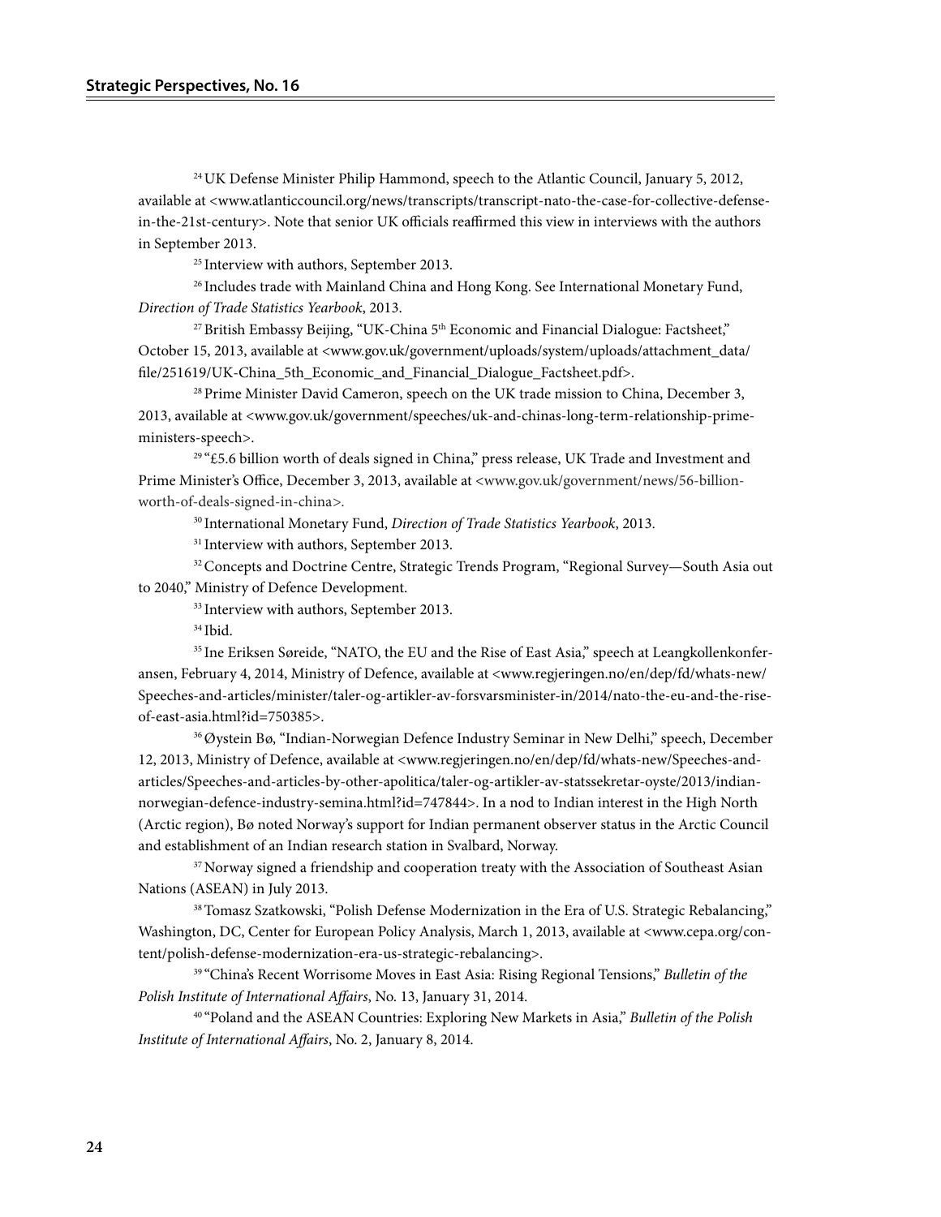[24] UK Defense Minister Philip Hammond, speech to the Atlantic Council, January 5, 2012, available at <www.atlanticcouncil.org/news/transcripts/transcript-nato-the-case-for-collective-defense-in-the-21st-century>. Note that senior UK officials reaffirmed this view in interviews with the authors in September 2013.

[25] Interview with authors, September 2013.

[26] Includes trade with Mainland China and Hong Kong. See International Monetary Fund, *Direction of Trade Statistics Yearbook*, 2013.

[27] British Embassy Beijing, "UK-China 5th Economic and Financial Dialogue: Factsheet," October 15, 2013, available at <www.gov.uk/government/uploads/system/uploads/attachment_data/file/251619/UK-China_5th_Economic_and_Financial_Dialogue_Factsheet.pdf>.

[28] Prime Minister David Cameron, speech on the UK trade mission to China, December 3, 2013, available at <www.gov.uk/government/speeches/uk-and-chinas-long-term-relationship-prime-ministers-speech>.

[29] "£5.6 billion worth of deals signed in China," press release, UK Trade and Investment and Prime Minister's Office, December 3, 2013, available at <www.gov.uk/government/news/56-billion-worth-of-deals-signed-in-china>.

[30] International Monetary Fund, *Direction of Trade Statistics Yearbook*, 2013.

[31] Interview with authors, September 2013.

[32] Concepts and Doctrine Centre, Strategic Trends Program, "Regional Survey—South Asia out to 2040," Ministry of Defence Development.

[33] Interview with authors, September 2013.

[34] Ibid.

[35] Ine Eriksen Søreide, "NATO, the EU and the Rise of East Asia," speech at Leangkollenkonferansen, February 4, 2014, Ministry of Defence, available at <www.regjeringen.no/en/dep/fd/whats-new/Speeches-and-articles/minister/taler-og-artikler-av-forsvarsminister-in/2014/nato-the-eu-and-the-rise-of-east-asia.html?id=750385>.

[36] Øystein Bø, "Indian-Norwegian Defence Industry Seminar in New Delhi," speech, December 12, 2013, Ministry of Defence, available at <www.regjeringen.no/en/dep/fd/whats-new/Speeches-and-articles/Speeches-and-articles-by-other-apolitica/taler-og-artikler-av-statssekretar-oyste/2013/indian-norwegian-defence-industry-semina.html?id=747844>. In a nod to Indian interest in the High North (Arctic region), Bø noted Norway's support for Indian permanent observer status in the Arctic Council and establishment of an Indian research station in Svalbard, Norway.

[37] Norway signed a friendship and cooperation treaty with the Association of Southeast Asian Nations (ASEAN) in July 2013.

[38] Tomasz Szatkowski, "Polish Defense Modernization in the Era of U.S. Strategic Rebalancing," Washington, DC, Center for European Policy Analysis, March 1, 2013, available at <www.cepa.org/content/polish-defense-modernization-era-us-strategic-rebalancing>.

[39] "China's Recent Worrisome Moves in East Asia: Rising Regional Tensions," *Bulletin of the Polish Institute of International Affairs*, No. 13, January 31, 2014.

[40] "Poland and the ASEAN Countries: Exploring New Markets in Asia," *Bulletin of the Polish Institute of International Affairs*, No. 2, January 8, 2014.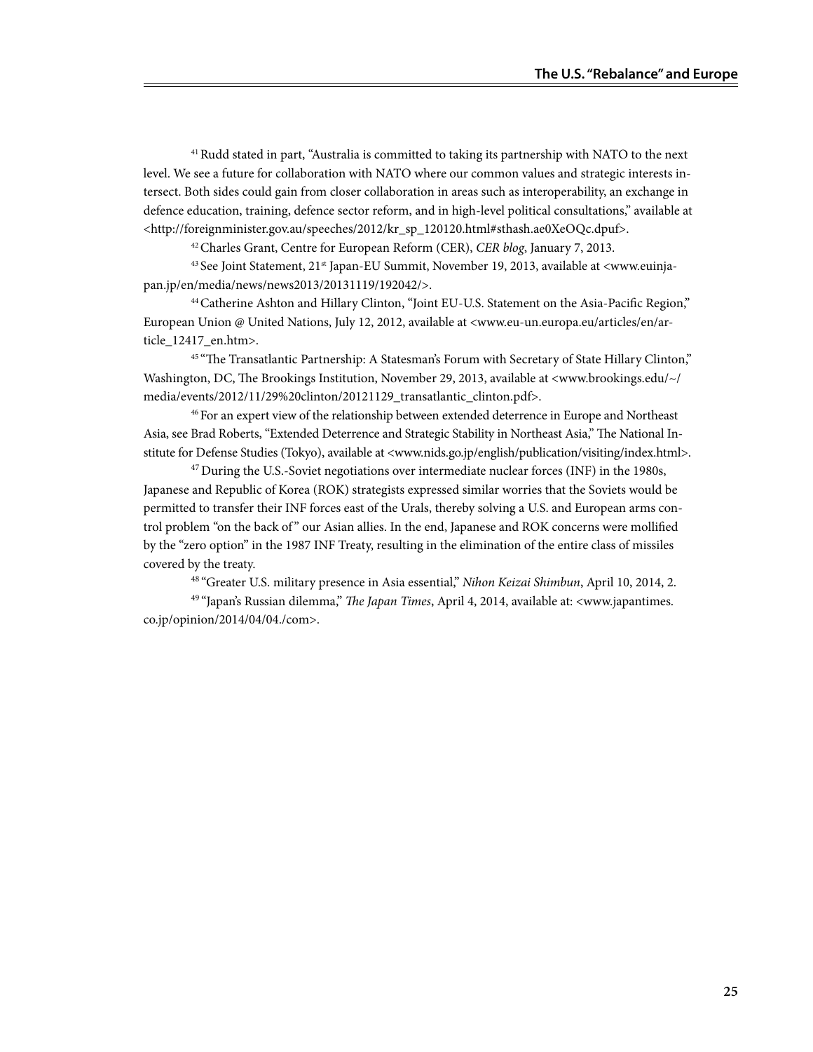[41] Rudd stated in part, "Australia is committed to taking its partnership with NATO to the next level. We see a future for collaboration with NATO where our common values and strategic interests intersect. Both sides could gain from closer collaboration in areas such as interoperability, an exchange in defence education, training, defence sector reform, and in high-level political consultations," available at <http://foreignminister.gov.au/speeches/2012/kr_sp_120120.html#sthash.ae0XeOQc.dpuf>.

[42] Charles Grant, Centre for European Reform (CER), *CER blog*, January 7, 2013.

[43] See Joint Statement, 21st Japan-EU Summit, November 19, 2013, available at <www.euinjapan.jp/en/media/news/news2013/20131119/192042/>.

[44] Catherine Ashton and Hillary Clinton, "Joint EU-U.S. Statement on the Asia-Pacific Region," European Union @ United Nations, July 12, 2012, available at <www.eu-un.europa.eu/articles/en/article_12417_en.htm>.

[45] "The Transatlantic Partnership: A Statesman's Forum with Secretary of State Hillary Clinton," Washington, DC, The Brookings Institution, November 29, 2013, available at <www.brookings.edu/~/media/events/2012/11/29%20clinton/20121129_transatlantic_clinton.pdf>.

[46] For an expert view of the relationship between extended deterrence in Europe and Northeast Asia, see Brad Roberts, "Extended Deterrence and Strategic Stability in Northeast Asia," The National Institute for Defense Studies (Tokyo), available at <www.nids.go.jp/english/publication/visiting/index.html>.

[47] During the U.S.-Soviet negotiations over intermediate nuclear forces (INF) in the 1980s, Japanese and Republic of Korea (ROK) strategists expressed similar worries that the Soviets would be permitted to transfer their INF forces east of the Urals, thereby solving a U.S. and European arms control problem "on the back of" our Asian allies. In the end, Japanese and ROK concerns were mollified by the "zero option" in the 1987 INF Treaty, resulting in the elimination of the entire class of missiles covered by the treaty.

[48] "Greater U.S. military presence in Asia essential," *Nihon Keizai Shimbun*, April 10, 2014, 2.

[49] "Japan's Russian dilemma," *The Japan Times*, April 4, 2014, available at: <www.japantimes.co.jp/opinion/2014/04/04./com>.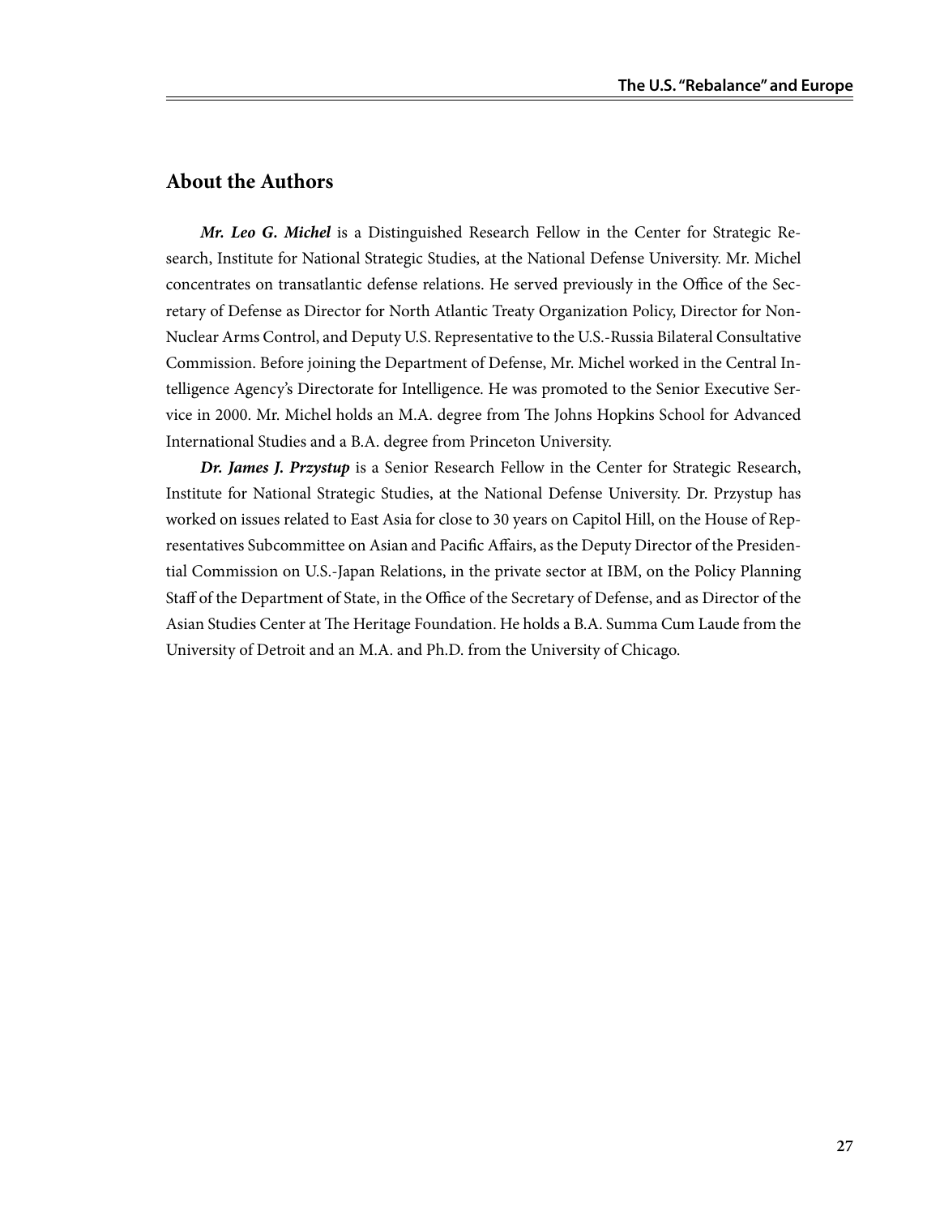## About the Authors

***Mr. Leo G. Michel*** is a Distinguished Research Fellow in the Center for Strategic Research, Institute for National Strategic Studies, at the National Defense University. Mr. Michel concentrates on transatlantic defense relations. He served previously in the Office of the Secretary of Defense as Director for North Atlantic Treaty Organization Policy, Director for Non-Nuclear Arms Control, and Deputy U.S. Representative to the U.S.-Russia Bilateral Consultative Commission. Before joining the Department of Defense, Mr. Michel worked in the Central Intelligence Agency's Directorate for Intelligence. He was promoted to the Senior Executive Service in 2000. Mr. Michel holds an M.A. degree from The Johns Hopkins School for Advanced International Studies and a B.A. degree from Princeton University.

***Dr. James J. Przystup*** is a Senior Research Fellow in the Center for Strategic Research, Institute for National Strategic Studies, at the National Defense University. Dr. Przystup has worked on issues related to East Asia for close to 30 years on Capitol Hill, on the House of Representatives Subcommittee on Asian and Pacific Affairs, as the Deputy Director of the Presidential Commission on U.S.-Japan Relations, in the private sector at IBM, on the Policy Planning Staff of the Department of State, in the Office of the Secretary of Defense, and as Director of the Asian Studies Center at The Heritage Foundation. He holds a B.A. Summa Cum Laude from the University of Detroit and an M.A. and Ph.D. from the University of Chicago.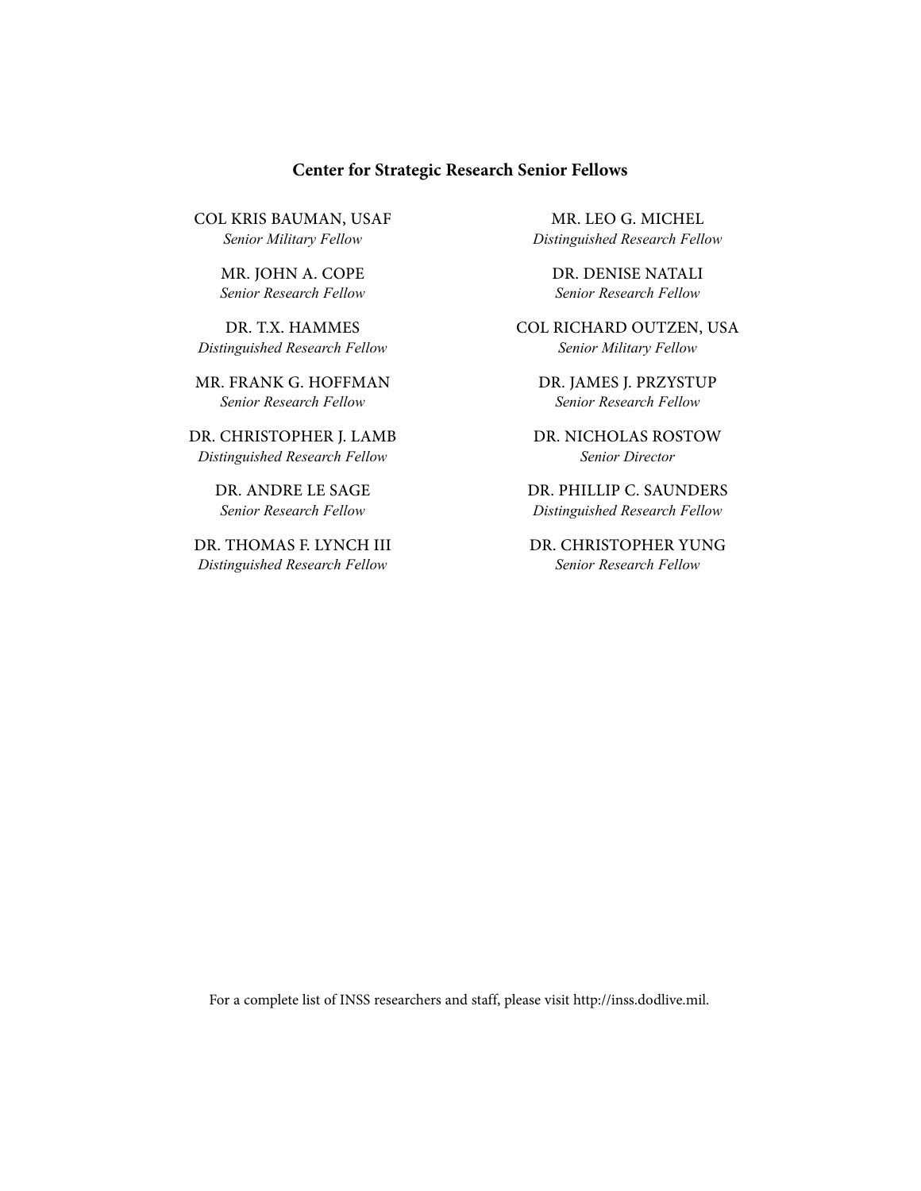## Center for Strategic Research Senior Fellows

COL KRIS BAUMAN, USAF
*Senior Military Fellow*

MR. JOHN A. COPE
*Senior Research Fellow*

DR. T.X. HAMMES
*Distinguished Research Fellow*

MR. FRANK G. HOFFMAN
*Senior Research Fellow*

DR. CHRISTOPHER J. LAMB
*Distinguished Research Fellow*

DR. ANDRE LE SAGE
*Senior Research Fellow*

DR. THOMAS F. LYNCH III
*Distinguished Research Fellow*

MR. LEO G. MICHEL
*Distinguished Research Fellow*

DR. DENISE NATALI
*Senior Research Fellow*

COL RICHARD OUTZEN, USA
*Senior Military Fellow*

DR. JAMES J. PRZYSTUP
*Senior Research Fellow*

DR. NICHOLAS ROSTOW
*Senior Director*

DR. PHILLIP C. SAUNDERS
*Distinguished Research Fellow*

DR. CHRISTOPHER YUNG
*Senior Research Fellow*

For a complete list of INSS researchers and staff, please visit http://inss.dodlive.mil.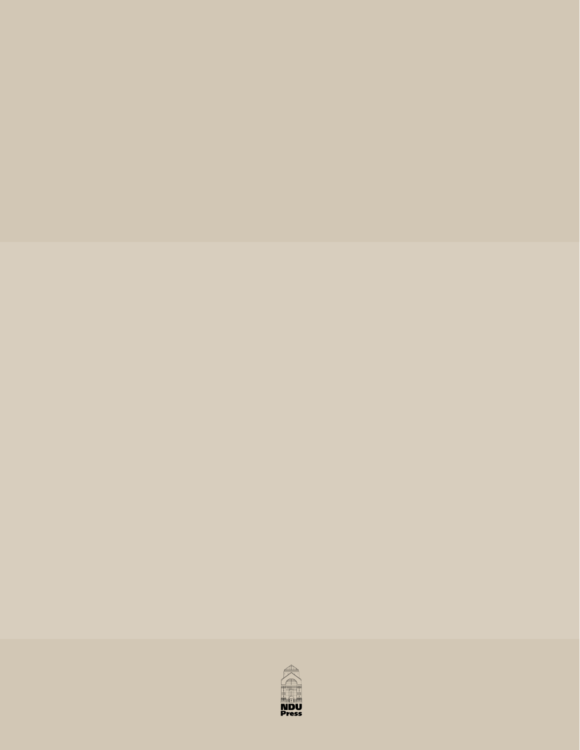NDU
Press